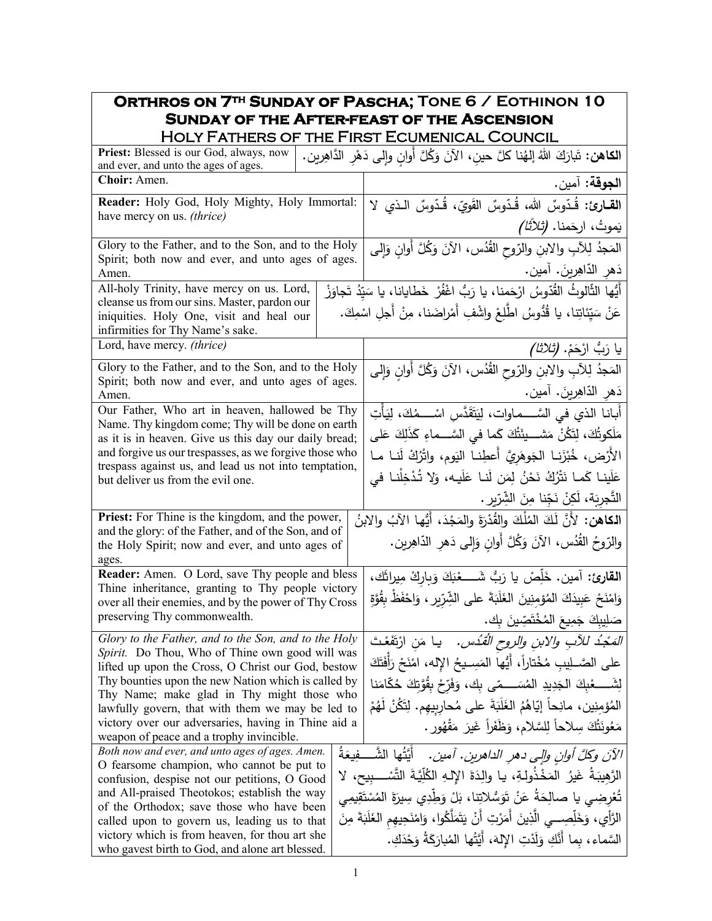# Orthros on 7th Sunday of Pascha; Tone 6 / Eothinon 10
## Sunday of the After-feast of the Ascension
### Holy Fathers of the First Ecumenical Council

| English | Arabic |
| --- | --- |
| **Priest:** Blessed is our God, always, now and ever, and unto the ages of ages. | **الكاهن:** تَبارَكَ اللهُ إلهُنا كلَّ حينٍ، الآنَ وَكُلَّ أوانٍ وإلى دَهْرِ الدَّاهِرين. |
| **Choir:** Amen. | **الجوقة:** آمين. |
| **Reader:** Holy God, Holy Mighty, Holy Immortal: have mercy on us. *(thrice)* | **القـارئ:** قُـدّوسٌ الله، قُـدّوسٌ القَوِيّ، قُـدّوسٌ الـذي لا يَموتُ، ارحَمنا. *(ثلاثًا)* |
| Glory to the Father, and to the Son, and to the Holy Spirit; both now and ever, and unto ages of ages. Amen. | المَجدُ لِلآبِ والابنِ والرّوحِ القُدُس، الآنَ وَكُلَّ أَوانٍ وَإِلى دَهرِ الدّاهِرينَ. آمين. |
| All-holy Trinity, have mercy on us. Lord, cleanse us from our sins. Master, pardon our iniquities. Holy One, visit and heal our infirmities for Thy Name's sake. | أَيُّها الثّالوثُ القُدّوسُ ارْحَمنا، يا رَبُّ اغْفُرْ خَطايانا، يا سَيِّدُ تَجاوَزْ عَنْ سَيِّئاتِنا، يا قُدُّوسُ اطَّلِعْ واشْفِ أَمْراضَنا، مِنْ أَجلِ اسْمِكَ. |
| Lord, have mercy. *(thrice)* | يا رَبُّ ارْحَمْ. *(ثلاثًا)* |
| Glory to the Father, and to the Son, and to the Holy Spirit; both now and ever, and unto ages of ages. Amen. | المَجدُ لِلآبِ والابنِ والرّوحِ القُدُس، الآنَ وَكُلَّ أَوانٍ وَإِلى دَهرِ الدّاهِرينَ. آمين. |
| Our Father, Who art in heaven, hallowed be Thy Name. Thy kingdom come; Thy will be done on earth as it is in heaven. Give us this day our daily bread; and forgive us our trespasses, as we forgive those who trespass against us, and lead us not into temptation, but deliver us from the evil one. | أَبانا الذي في السَّماوات، لِيَتَقَدَّسِ اسْمُكَ، لِيَأْتِ مَلَكوتُكَ، لِتَكُنْ مَشيئَتُكَ كَما في السَّماءِ كَذَلِكَ عَلى الأَرْض، خُبْزَنا الجَوهَرِيَّ أَعطِنا اليَوم، واتْرُكْ لَنا ما عَلَينا كَما نَتْرُكُ نَحْنُ لِمَن لَنا عَلَيه، وَلا تُدْخِلْنا في التَّجرِبَة، لَكِنْ نَجِّنا مِنَ الشِّرّير. |
| **Priest:** For Thine is the kingdom, and the power, and the glory: of the Father, and of the Son, and of the Holy Spirit; now and ever, and unto ages of ages. | **الكاهن:** لأَنَّ لَكَ المُلْكَ والقُدْرَةَ والمَجْدَ، أَيُّها الآبُ والابنُ والرّوحُ القُدُس، الآنَ وَكُلَّ أَوانٍ وَإِلى دَهرِ الدّاهِرين. |
| **Reader:** Amen. O Lord, save Thy people and bless Thine inheritance, granting to Thy people victory over all their enemies, and by the power of Thy Cross preserving Thy commonwealth. | **القارئ:** آمين. خَلِّصْ يا رَبُّ شَعْبَكَ وَبارِكْ ميراثَك، وَامْنَحْ عَبيدَكَ المُؤمِنينَ الغَلَبَةَ على الشِّرّير، وَاحْفَظْ بِقُوَّةِ صَليبِكَ جَميعَ المُخْتَصّينَ بِك. |
| *Glory to the Father, and to the Son, and to the Holy Spirit.* Do Thou, Who of Thine own good will was lifted upon the Cross, O Christ our God, bestow Thy bounties upon the new Nation which is called by Thy Name; make glad in Thy might those who lawfully govern, that with them we may be led to victory over our adversaries, having in Thine aid a weapon of peace and a trophy invincible. | *المَجْدُ للآبِ والابنِ والروحِ القُدُس.* يا مَن ارْتَفَعْتَ على الصَّليبِ مُخْتاراً، أَيُّها المَسيحُ الإله، امْنَحْ رَأْفَتَكَ لِشَعْبِكَ الجَديدِ المُسَمّى بِكَ، وَفَرِّحْ بِقُوَّتِكَ حُكّامَنا المُؤمِنين، مانِحاً إِيّاهُمُ الغَلَبَةَ على مُحارِبِيهِم. لِتَكُنْ لَهُمْ مَعُونَتُكَ سِلاحاً لِلسَّلام، وَظَفَراً غَيرَ مَقْهُور. |
| *Both now and ever, and unto ages of ages. Amen.* O fearsome champion, who cannot be put to confusion, despise not our petitions, O Good and All-praised Theotokos; establish the way of the Orthodox; save those who have been called upon to govern us, leading us to that victory which is from heaven, for thou art she who gavest birth to God, and alone art blessed. | *الآنَ وكلَّ أوانٍ وإلى دهرِ الداهرين. آمين.* أَيَّتُها الشَّفيعَةُ الرَّهيبَةُ غَيرُ المَخْذُولَةِ، يا والِدَةَ الإِلهِ الكُلِّيَّةَ التَّسْبيح، لا تُعْرِضي يا صالِحَةُ عَنْ تَوَسُّلاتِنا، بَلْ وَطِّدي سِيرَةَ المُسْتَقيمِي الرَّأْيِ، وَخَلِّصي الَّذينَ أَمَرْتِ أَنْ يَتَمَلَّكُوا، وَامْنَحيهِمِ الغَلَبَةَ مِنَ السَّماء، بِما أَنَّكِ وَلَدْتِ الإِلهَ، أَيَّتُها المُبارَكَةُ وَحْدَكِ. |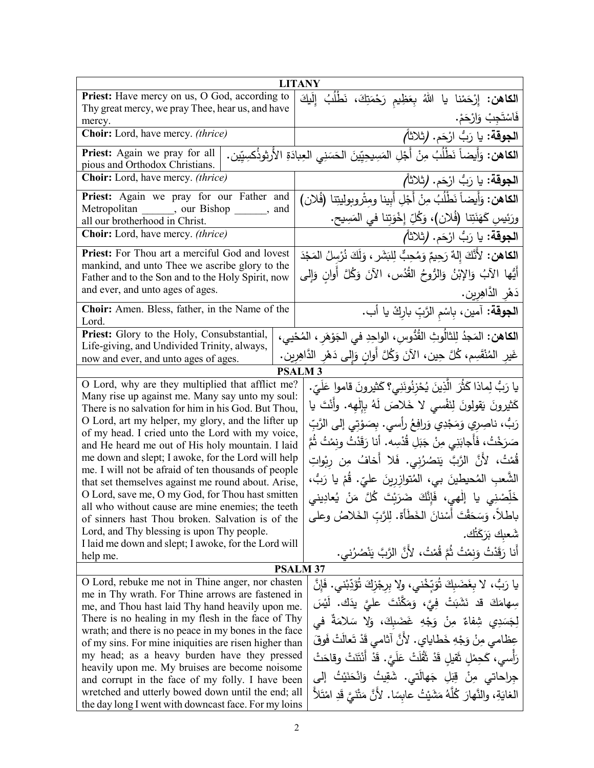| LITANY | |
|---|---|
| **Priest:** Have mercy on us, O God, according to Thy great mercy, we pray Thee, hear us, and have mercy. | **الكاهن:** إرْحَمْنا يا اللهُ بِعَظِيمِ رَحْمَتِكَ، نَطْلُبُ إِلَيكَ فَاسْتَجِبْ وَارْحَمْ. |
| **Choir:** Lord, have mercy. *(thrice)* | **الجوقة:** يا رَبُّ ارْحَم. *(ثلاثاً)* |
| **Priest:** Again we pray for all pious and Orthodox Christians. | **الكاهن:** وَأَيضاً نَطْلُبُ مِنْ أَجْلِ المَسِيحِيّينَ الحَسَني العِبادَةِ الأُرثوذُكسيّين. |
| **Choir:** Lord, have mercy. *(thrice)* | **الجوقة:** يا رَبُّ ارْحَم. *(ثلاثاً)* |
| **Priest:** Again we pray for our Father and Metropolitan ______, our Bishop ______, and all our brotherhood in Christ. | **الكاهن:** وَأَيضاً نَطْلُبُ مِنْ أَجْلِ أَبِينا ومِتْروبوليتِنا (فُلان) ورَئِيسِ كَهَنَتِنا (فُلان)، وَكُلِّ إِخْوَتِنا في المَسِيح. |
| **Choir:** Lord, have mercy. *(thrice)* | **الجوقة:** يا رَبُّ ارْحَم. *(ثلاثاً)* |
| **Priest:** For Thou art a merciful God and lovest mankind, and unto Thee we ascribe glory to the Father and to the Son and to the Holy Spirit, now and ever, and unto ages of ages. | **الكاهن:** لأَنَّكَ إِلهٌ رَحِيمٌ وَمُحِبٌّ لِلبَشَر، وَلَكَ نُرْسِلُ المَجْدَ أَيُّها الآبُ وَالإبْنُ وَالرُّوحُ القُدُس، الآنَ وَكُلَّ أَوانٍ وَإِلى دَهْرِ الدَّاهِرين. |
| **Choir:** Amen. Bless, father, in the Name of the Lord. | **الجوقة:** آمين، بِاسْمِ الرَّبِّ بارِكْ يا أب. |
| **Priest:** Glory to the Holy, Consubstantial, Life-giving, and Undivided Trinity, always, now and ever, and unto ages of ages. | **الكاهن:** المَجدُ لِلثالُوثِ القُدُّوسِ، الواحِدِ في الجَوْهَرِ، المُحْيي، غَيرِ المُنْقَسِمِ، كُلَّ حِين، الآنَ وَكُلَّ أَوانٍ وَإِلى دَهْرِ الدَّاهِرِين. |

| PSALM 3 | |
|---|---|
| O Lord, why are they multiplied that afflict me? Many rise up against me. Many say unto my soul: There is no salvation for him in his God. But Thou, O Lord, art my helper, my glory, and the lifter up of my head. I cried unto the Lord with my voice, and He heard me out of His holy mountain. I laid me down and slept; I awoke, for the Lord will help me. I will not be afraid of ten thousands of people that set themselves against me round about. Arise, O Lord, save me, O my God, for Thou hast smitten all who without cause are mine enemies; the teeth of sinners hast Thou broken. Salvation is of the Lord, and Thy blessing is upon Thy people.<br>I laid me down and slept; I awoke, for the Lord will help me. | يا رَبُّ لِماذا كَثُرَ الَّذِينَ يُحْزِنُونَنِي؟ كَثيرونَ قاموا عَلَيّ. كَثيرونَ يَقولونَ لِنَفْسي لا خَلاصَ لَهُ بِإِلٰهِه. وأَنْتَ يا رَبُّ، ناصِرِي وَمَجْدِي وَرافِعُ رأسي. بِصَوْتِي إِلى الرَّبِّ صَرَخْتُ، فَأَجابَنِي مِنْ جَبَلِ قُدْسِه. أنا رَقَدْتُ ونِمْتُ ثُمَّ قُمْتُ، لأَنَّ الرَّبَّ يَنصُرُنِي. فَلا أَخافُ مِن رِبْواتِ الشَّعبِ المُحيطينَ بي، المُتوازِرِينَ عليّ. قُمْ يا رَبُّ، خَلِّصْنِي يا إِلٰهِي، فَإِنَّكَ ضَرَبْتَ كُلَّ مَنْ يُعادِيني باطِلاً، وَسَحَقْتَ أَسْنانَ الخَطَأة. لِلرَّبِّ الخَلاصُ وعلى شَعبِكَ بَرَكَتُك.<br>أَنا رَقَدْتُ وَنِمْتُ ثُمَّ قُمْتُ، لأَنَّ الرَّبَّ يَنْصُرُني. |

| PSALM 37 | |
|---|---|
| O Lord, rebuke me not in Thine anger, nor chasten me in Thy wrath. For Thine arrows are fastened in me, and Thou hast laid Thy hand heavily upon me. There is no healing in my flesh in the face of Thy wrath; and there is no peace in my bones in the face of my sins. For mine iniquities are risen higher than my head; as a heavy burden have they pressed heavily upon me. My bruises are become noisome and corrupt in the face of my folly. I have been wretched and utterly bowed down until the end; all the day long I went with downcast face. For my loins | يا رَبُّ، لا بِغَضَبِكَ تُوَبِّخْني، ولا بِرِجْزِكَ تُؤَدِّبْني. فَإِنَّ سِهامَكَ قد نَشَبَتْ فِيَّ، وَمَكَّنْتَ عليَّ يدَك. لَيْسَ لِجَسَدِي شِفاءٌ مِنْ وَجْهِ غَضَبِكَ، وَلا سَلامَةٌ في عِظامي مِنْ وَجْهِ خَطاياي. لأَنَّ آثامي قَدْ تَعالَتْ فَوقَ رَأْسي، كَحِمْلٍ ثَقيلٍ قَدْ ثَقُلَتْ عَلَيَّ. قَدْ أَنْتَنَتْ وقاحَتْ جِراحاتي مِنْ قِبَلِ جَهالَتي. شَقِيتُ وَانْحَنَيْتُ إِلى الغايَةِ، والنَّهارَ كُلَّهُ مَشَيْتُ عابِسًا. لأَنَّ مَتْنَيَّ قدِ امْتَلأَ |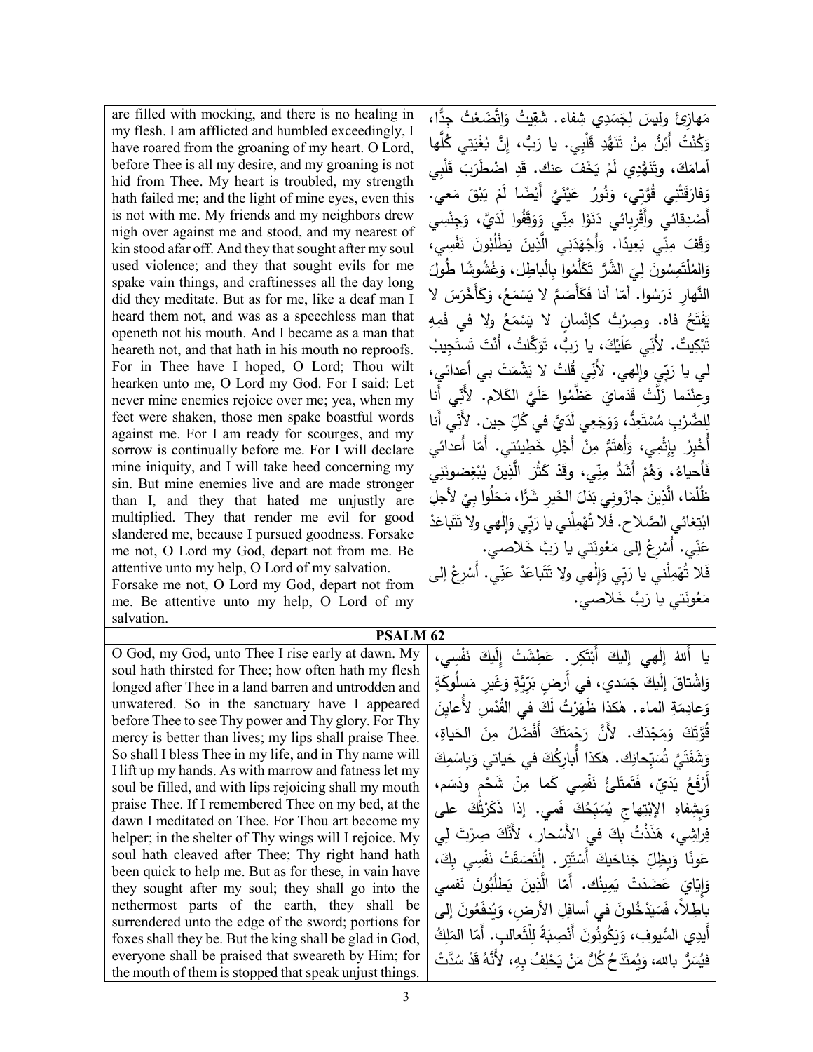are filled with mocking, and there is no healing in my flesh. I am afflicted and humbled exceedingly, I have roared from the groaning of my heart. O Lord, before Thee is all my desire, and my groaning is not hid from Thee. My heart is troubled, my strength hath failed me; and the light of mine eyes, even this is not with me. My friends and my neighbors drew nigh over against me and stood, and my nearest of kin stood afar off. And they that sought after my soul used violence; and they that sought evils for me spake vain things, and craftinesses all the day long did they meditate. But as for me, like a deaf man I heard them not, and was as a speechless man that openeth not his mouth. And I became as a man that heareth not, and that hath in his mouth no reproofs. For in Thee have I hoped, O Lord; Thou wilt hearken unto me, O Lord my God. For I said: Let never mine enemies rejoice over me; yea, when my feet were shaken, those men spake boastful words against me. For I am ready for scourges, and my sorrow is continually before me. For I will declare mine iniquity, and I will take heed concerning my sin. But mine enemies live and are made stronger than I, and they that hated me unjustly are multiplied. They that render me evil for good slandered me, because I pursued goodness. Forsake me not, O Lord my God, depart not from me. Be attentive unto my help, O Lord of my salvation.
Forsake me not, O Lord my God, depart not from me. Be attentive unto my help, O Lord of my salvation.

مَهازِئَ وليسَ لِجَسَدِي شِفاء. شَقِيتُ وَاتَّضَعْتُ جِدًّا، وَكُنْتُ أَئِنُّ مِنْ تَنَهُّدِ قَلْبِي. يا رَبُّ، إِنَّ بُغْيَتِي كُلَّها أمامَكَ، وتَنَهُّدِي لَمْ يَخْفَ عنك. قَدِ اضْطَرَبَ قَلْبِي وَفارَقَتْنِي قُوَّتِي، وَنُورُ عَيْنَيَّ أَيْضًا لَمْ يَبْقَ مَعِي. أَصْدِقائي وأَقْرِبائي دَنَوْا مِنِّي وَوَقَفُوا لَدَيَّ، وَجِنْسِي وَقَفَ مِنِّي بَعِيدًا. وَأَجْهَدَنِي الَّذِينَ يَطْلُبُونَ نَفْسِي، وَالمُلْتَمِسُونَ لِيَ الشَّرَّ تَكَلَّمُوا بِالْباطِلِ، وَغُشُوشًا طُولَ النَّهارِ دَرَسُوا. أمّا أنا فَكَأَصَمَّ لا يَسْمَعُ، وَكَأَخْرَسَ لا يَفْتَحُ فاه. وصِرْتُ كإنْسانٍ لا يَسْمَعُ ولا في فَمِهِ تَبْكِيتٌ. لأَنِّي عَلَيْكَ، يا رَبُّ، تَوَكَّلْتُ، أَنْتَ تَسْتَجِيبُ لي يا رَبِّي وإلٰهي. لأَنِّي قُلْتُ لا يَشْمَتْ بي أعدائي، وعِنْدَما زَلَّتْ قَدَمايَ عَظَّمُوا عَلَيَّ الكَلام. لأَنِّي أَنا لِلضَّرْبِ مُسْتَعِدٌّ، وَوَجَعِي لَدَيَّ في كُلِّ حِين. لأَنِّي أَنا أُخْبِرُ بإِثْمِي، وَأَهتَمُّ مِنْ أَجْلِ خَطِيئتي. أمّا أعدائي فَأَحياءُ، وَهُمْ أَشَدُّ مِنِّي، وقَدْ كَثُرَ الَّذِينَ يُبْغِضونَني ظُلْمًا، الَّذِينَ جازَوني بَدَلَ الخَيرِ شَرًّا، مَحَلُوا بِيْ لأجلِ ابْتِغائي الصَّلاح. فَلا تُهْمِلْني يا رَبِّي وَإِلٰهي ولا تَتَباعَدْ عَنِّي. أَسْرِعْ إلى مَعُونَتي يا رَبَّ خَلاصي.
فَلا تُهْمِلْني يا رَبِّي وَإِلٰهي ولا تَتَباعَدْ عَنِّي. أَسْرِعْ إلى مَعُونَتي يا رَبَّ خَلاصي.

## PSALM 62

O God, my God, unto Thee I rise early at dawn. My soul hath thirsted for Thee; how often hath my flesh longed after Thee in a land barren and untrodden and unwatered. So in the sanctuary have I appeared before Thee to see Thy power and Thy glory. For Thy mercy is better than lives; my lips shall praise Thee. So shall I bless Thee in my life, and in Thy name will I lift up my hands. As with marrow and fatness let my soul be filled, and with lips rejoicing shall my mouth praise Thee. If I remembered Thee on my bed, at the dawn I meditated on Thee. For Thou art become my helper; in the shelter of Thy wings will I rejoice. My soul hath cleaved after Thee; Thy right hand hath been quick to help me. But as for these, in vain have they sought after my soul; they shall go into the nethermost parts of the earth, they shall be surrendered unto the edge of the sword; portions for foxes shall they be. But the king shall be glad in God, everyone shall be praised that sweareth by Him; for the mouth of them is stopped that speak unjust things.

يا أَللهُ إلٰهي إليكَ أَبْتَكِر. عَطِشَتْ إِلَيكَ نَفْسِي، وَاشْتاقَ إِلَيكَ جَسَدي، في أَرضٍ بَرِّيَّةٍ وَغَيرِ مَسلُوكَةٍ وَعادِمَةِ الماء. هٰكذا ظَهَرْتُ لَكَ في القُدْسِ لأُعايِنَ قُوَّتَكَ وَمَجْدَك. لأَنَّ رَحْمَتَكَ أَفْضَلُ مِنَ الحَياة، وَشَفَتَيَّ تُسَبِّحانِك. هٰكذا أُبارِكُكَ في حَياتي وَبِاسْمِكَ أَرْفَعُ يَدَيّ، فَتَمتَلِئُ نَفْسِي كَما مِنْ شَحْمٍ ودَسَم، وَبِشِفاهِ الإبْتِهاجِ يُسَبِّحُكَ فَمي. إذا ذَكَرْتُكَ على فِراشِي، هَذَذْتُ بِكَ في الأَسْحار، لأَنَّكَ صِرْتَ لِي عَونًا وَبِظِلِّ جَناحَيكَ أَسْتَتِر. إِلْتَصَقَتْ نَفْسِي بِكَ، وَإِيّايَ عَضَدَتْ يَمِينُك. أَمّا الَّذِينَ يَطلُبُونَ نَفسي باطِلاً، فَسَيَدْخُلونَ في أسافِلِ الأرضِ، وَيُدفَعُونَ إلى أَيدِي السُّيوفِ، وَيَكُونُونَ أَنْصِبَةً لِلْثَّعالِب. أَمّا المَلِكُ فيُسَرُّ بالله، وَيُمتَدَحُ كُلُّ مَنْ يَحْلِفُ بِهِ، لأَنَّهُ قَدْ سُدَّتْ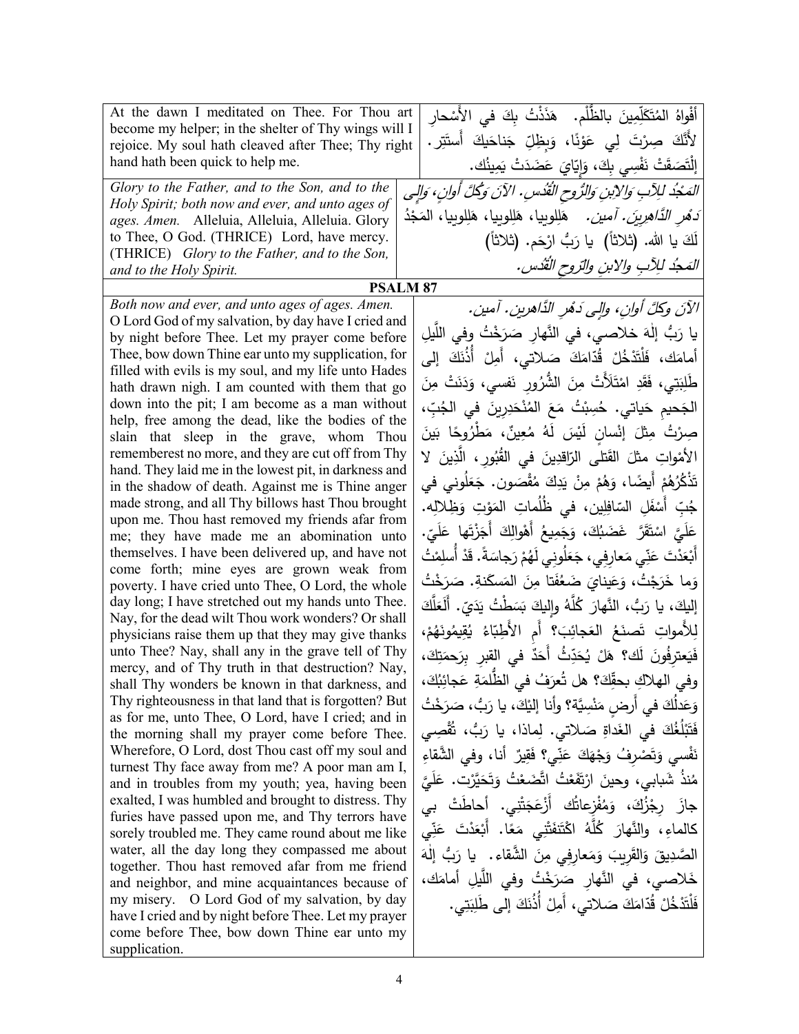| | |
|---|---|
| At the dawn I meditated on Thee. For Thou art become my helper; in the shelter of Thy wings will I rejoice. My soul hath cleaved after Thee; Thy right hand hath been quick to help me. | أَفْواهُ المُتَكَلِّمِينَ بالظُّلْم. هَذَذْتُ بِكَ في الأَسْحارِ لأَنَّكَ صِرْتَ لِي عَوْنًا، وَبِظِلِّ جَناحَيْكَ أَستَتِر. إِلْتَصَقَتْ نَفْسِي بِكَ، وَإِيّايَ عَضَدَتْ يَمِينُك. |
| *Glory to the Father, and to the Son, and to the Holy Spirit; both now and ever, and unto ages of ages. Amen.* Alleluia, Alleluia, Alleluia. Glory to Thee, O God. (THRICE) Lord, have mercy. (THRICE) *Glory to the Father, and to the Son, and to the Holy Spirit.* | *المَجْدُ لِلآبِ وَالابْنِ وَالرُّوحِ القُدُس. الآنَ وَكُلَّ أَوانٍ، وَإِلى دَهْرِ الدَّاهِرِينَ. آمين.* هَلِلوييا، هَلِلوييا، هَلِلوييا، المَجْدُ لَكَ يا الله. (ثلاثاً) يا رَبُّ ارْحَم. (ثلاثاً) *المَجدُ لِلآبِ والابنِ والرّوحِ القُدُس.* |

**PSALM 87**

| | |
|---|---|
| *Both now and ever, and unto ages of ages. Amen.* O Lord God of my salvation, by day have I cried and by night before Thee. Let my prayer come before Thee, bow down Thine ear unto my supplication, for filled with evils is my soul, and my life unto Hades hath drawn nigh. I am counted with them that go down into the pit; I am become as a man without help, free among the dead, like the bodies of the slain that sleep in the grave, whom Thou rememberest no more, and they are cut off from Thy hand. They laid me in the lowest pit, in darkness and in the shadow of death. Against me is Thine anger made strong, and all Thy billows hast Thou brought upon me. Thou hast removed my friends afar from me; they have made me an abomination unto themselves. I have been delivered up, and have not come forth; mine eyes are grown weak from poverty. I have cried unto Thee, O Lord, the whole day long; I have stretched out my hands unto Thee. Nay, for the dead wilt Thou work wonders? Or shall physicians raise them up that they may give thanks unto Thee? Nay, shall any in the grave tell of Thy mercy, and of Thy truth in that destruction? Nay, shall Thy wonders be known in that darkness, and Thy righteousness in that land that is forgotten? But as for me, unto Thee, O Lord, have I cried; and in the morning shall my prayer come before Thee. Wherefore, O Lord, dost Thou cast off my soul and turnest Thy face away from me? A poor man am I, and in troubles from my youth; yea, having been exalted, I was humbled and brought to distress. Thy furies have passed upon me, and Thy terrors have sorely troubled me. They came round about me like water, all the day long they compassed me about together. Thou hast removed afar from me friend and neighbor, and mine acquaintances because of my misery. O Lord God of my salvation, by day have I cried and by night before Thee. Let my prayer come before Thee, bow down Thine ear unto my supplication. | *الآنَ وكلَّ أوانٍ، وإلى دَهْرِ الدَّاهرين. آمين.* يا رَبُّ إِلهَ خلاصي، في النَّهارِ صَرَخْتُ وفي اللَّيلِ أمامَك، فَلْتَدْخُلْ قُدّامَكَ صَلاتي، أَمِلْ أُذُنَكَ إلى طَلِبَتِي، فَقَدِ امْتَلَأَتْ مِنَ الشُّرُورِ نَفسي، وَدَنَتْ مِنَ الجَحيمِ حَياتي. حُسِبْتُ مَعَ المُنْحَدِرِينَ في الجُبِّ، صِرْتُ مِثْلَ إنْسانٍ لَيْسَ لَهُ مُعِينٌ، مَطْرُوحًا بَينَ الأَمْواتِ مثلَ القَتلى الرّاقِدِينَ في القُبُورِ، الَّذِينَ لا تَذْكُرُهُمْ أَيضًا، وَهُمْ مِنْ يَدِكَ مُقْصَون. جَعَلُوني في جُبِّ أَسْفَلِ السّافِلِين، في ظُلُماتِ المَوْتِ وَظِلالِه. عَلَيَّ اسْتَقَرَّ غَضَبُكَ، وَجَمِيعُ أَهْوالِكَ أَجَزْتَها عَلَيّ. أَبْعَدْتَ عَنِّي مَعارِفِي، جَعَلُونِي لَهُمْ رَجاسَةً. قَدْ أُسلِمْتُ وَما خَرَجْتُ، وَعَيناي ضَعُفَتا مِنَ المَسكنةِ. صَرَخْتُ إِليكَ، يا رَبُّ، النَّهارَ كُلَّهُ وإِليكَ بَسَطْتُ يَدَيّ. أَلَعَلَّكَ لِلأَمواتِ تَصنَعُ العَجائِبَ؟ أَمِ الأَطِبّاءُ يُقِيمُونَهُمْ، فَيَعترِفُونَ لَك؟ هَلْ يُحَدِّثُ أَحَدٌ في القبرِ بِرَحمَتِكَ، وفي الهلاكِ بحقِّكَ؟ هل تُعرَفُ في الظُّلمَةِ عَجائِبُكَ، وَعَدلُكَ في أَرضٍ مَنْسِيَّة؟ وأنا إِلَيْكَ، يا رَبُّ، صَرَخْتُ فَتَبْلُغُكَ في الغَداةِ صَلاتي. لِماذا، يا رَبُّ، تُقْصِي نَفْسي وَتَصْرِفُ وَجْهَكَ عَنّي؟ فَقيرٌ أنا، وفي الشَّقاءِ مُنذُ شَبابي، وحينَ ارْتَفَعْتُ اتَّضَعْتُ وَتَحَيَّرْت. عَلَيَّ جازَ رِجْزُكَ، وَمُفْزِعاتُك أَزْعَجَتْني. أحاطَتْ بي كالماءِ، والنَّهارَ كُلَّهُ اكْتَنَفَتْني مَعًا. أَبْعَدْتَ عَنّي الصَّدِيقَ وَالقَرِيبَ وَمَعارِفِي مِنَ الشَّقاء. يا رَبُّ إِلهَ خَلاصي، في النَّهارِ صَرَخْتُ وفي اللَّيلِ أمامَك، فَلْتَدْخُلْ قُدّامَكَ صَلاتي، أَمِلْ أُذُنَكَ إلى طَلِبَتِي. |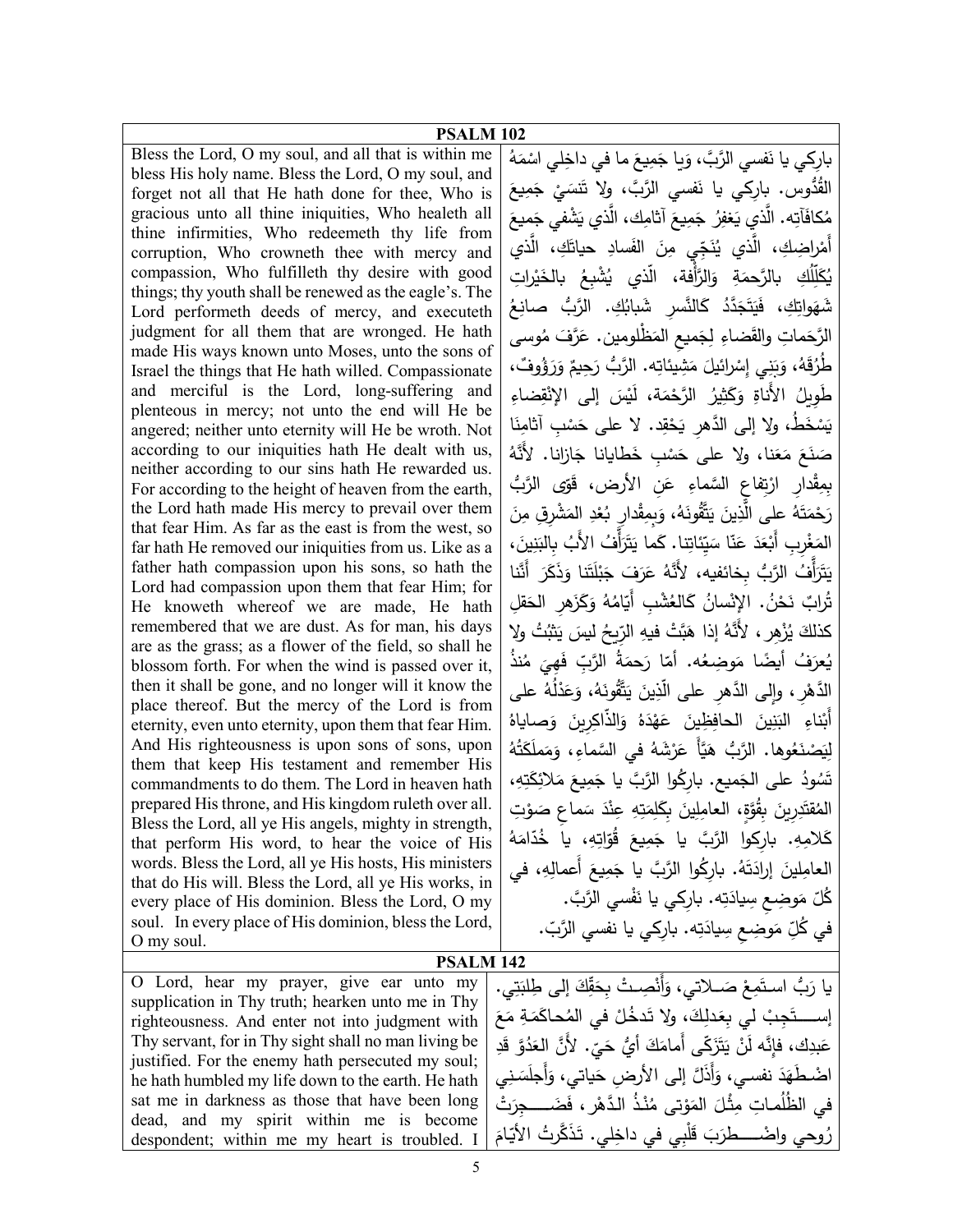## PSALM 102

| | |
|---|---|
| Bless the Lord, O my soul, and all that is within me bless His holy name. Bless the Lord, O my soul, and forget not all that He hath done for thee, Who is gracious unto all thine iniquities, Who healeth all thine infirmities, Who redeemeth thy life from corruption, Who crowneth thee with mercy and compassion, Who fulfilleth thy desire with good things; thy youth shall be renewed as the eagle's. The Lord performeth deeds of mercy, and executeth judgment for all them that are wronged. He hath made His ways known unto Moses, unto the sons of Israel the things that He hath willed. Compassionate and merciful is the Lord, long-suffering and plenteous in mercy; not unto the end will He be angered; neither unto eternity will He be wroth. Not according to our iniquities hath He dealt with us, neither according to our sins hath He rewarded us. For according to the height of heaven from the earth, the Lord hath made His mercy to prevail over them that fear Him. As far as the east is from the west, so far hath He removed our iniquities from us. Like as a father hath compassion upon his sons, so hath the Lord had compassion upon them that fear Him; for He knoweth whereof we are made, He hath remembered that we are dust. As for man, his days are as the grass; as a flower of the field, so shall he blossom forth. For when the wind is passed over it, then it shall be gone, and no longer will it know the place thereof. But the mercy of the Lord is from eternity, even unto eternity, upon them that fear Him. And His righteousness is upon sons of sons, upon them that keep His testament and remember His commandments to do them. The Lord in heaven hath prepared His throne, and His kingdom ruleth over all. Bless the Lord, all ye His angels, mighty in strength, that perform His word, to hear the voice of His words. Bless the Lord, all ye His hosts, His ministers that do His will. Bless the Lord, all ye His works, in every place of His dominion. Bless the Lord, O my soul. In every place of His dominion, bless the Lord, O my soul. | بارِكي يا نَفسي الرَّبَّ، وَيا جَمِيعَ ما في داخِلي اسْمَهُ القُدُّوس. بارِكي يا نفسي الرَّبَّ، ولا تَنسَيْ جَمِيعَ مُكافَآتِه. الَّذي يَغفِرُ جَمِيعَ آثامِك، الَّذي يَشْفي جَمِيعَ أَمْراضِكِ، الَّذي يُنَجِّي مِنَ الفَسادِ حياتَكِ، الَّذي يُكَلِّلُكِ بالرَّحمَةِ وَالرَّأْفة، الّذي يُشْبِعُ بالخَيْراتِ شَهَواتِكِ، فَيَتَجَدَّدُ كَالنَّسرِ شَبابُكِ. الرَّبُّ صانِعُ الرَّحَماتِ والقَضاءِ لِجَميعِ المَظْلومين. عَرَّفَ مُوسى طُرُقَهُ، وَبَنِي إِسْرائيلَ مَشِيئاتِه. الرَّبُّ رَحِيمٌ وَرَؤُوفٌ، طَوِيلُ الأَناةِ وَكَثِيرُ الرَّحْمَة، لَيْسَ إِلى الإنْقِضاءِ يَسْخَطُ، ولا إلى الدَّهرِ يَحْقِد. لا على حَسْبِ آثامِنَا صَنَعَ مَعَنا، ولا على حَسْبِ خَطايانا جَازانا. لأَنَّهُ بِمِقْدارِ ارْتِفاعِ السَّماءِ عَنِ الأرض، قَوّى الرَّبُّ رَحْمَتَهُ على الَّذِينَ يَتَّقُونَهُ، وَبِمِقْدارِ بُعْدِ المَشْرِقِ مِنَ المَغْرِبِ أَبْعَدَ عَنّا سَيِّئاتِنا. كَما يَتَرَأَّفُ الأَبُ بالبَنِينَ، يَتَرَأَّفُ الرَّبُّ بِخائفيه، لأَنَّهُ عَرَفَ جِبْلَتَنا وَذَكَرَ أَنَّنا تُرابٌ نَحْنُ. الإنْسانُ كَالعُشْبِ أَيّامُهُ وَكَزَهرِ الحَقلِ كذلكَ يُزْهِر، لأَنَّهُ إذا هَبَّتْ فيهِ الرِّيحُ ليسَ يَثبُتُ ولا يُعرَفُ أيضًا مَوضِعُه. أَمّا رَحمَةُ الرَّبِّ فَهِيَ مُنذُ الدَّهْرِ، وإلى الدَّهرِ على الّذِينَ يَتَّقُونَهُ، وَعَدْلُهُ على أَبْناءِ البَنِينَ الحافِظِينَ عَهْدَهُ وَالذّاكِرِينَ وَصاياهُ لِيَصْنَعُوها. الرَّبُّ هَيَّأَ عَرْشَهُ في السَّماءِ، وَمَملَكَتُهُ تَسُودُ على الجَميع. بارِكُوا الرَّبَّ يا جَمِيعَ مَلائِكَتِهِ، المُقتَدِرِينَ بِقُوَّةٍ، العامِلِينَ بِكَلِمَتِهِ عِنْدَ سَماعِ صَوْتِ كَلامِهِ. بارِكوا الرَّبَّ يا جَمِيعَ قُوّاتِهِ، يا خُدّامَهُ العامِلِينَ إرادَتَهُ. بارِكُوا الرَّبَّ يا جَمِيعَ أَعمالِهِ، في كُلِّ مَوضِعِ سِيادَتِه. بارِكي يا نَفْسي الرَّبَّ. في كُلِّ مَوضِعِ سِيادَتِه. بارِكي يا نفسي الرَّبّ. |

## PSALM 142

| | |
|---|---|
| O Lord, hear my prayer, give ear unto my supplication in Thy truth; hearken unto me in Thy righteousness. And enter not into judgment with Thy servant, for in Thy sight shall no man living be justified. For the enemy hath persecuted my soul; he hath humbled my life down to the earth. He hath sat me in darkness as those that have been long dead, and my spirit within me is become despondent; within me my heart is troubled. I | يا رَبُّ استَمِعْ صَلاتي، وَأَنْصِتْ بِحَقِّكَ إلى طِلبَتي. إستَجِبْ لي بِعَدلِكَ، ولا تَدخُلْ في المُحاكَمَةِ مَعَ عَبدِك، فإنَّه لَنْ يَتَزَكّى أمامَكَ أيُّ حَيّ. لأنَّ العَدُوَّ قَدِ اضْطَهَدَ نفسي، وَأَذَلَّ إلى الأرضِ حَياتي، وَأَجلَسَني في الظُلُماتِ مِثْلَ المَوْتى مُنْذُ الدَّهْر، فَضَجِرَتْ رُوحي واضْطَرَبَ قَلْبِي في داخِلي. تَذَكَّرتُ الأيّامَ |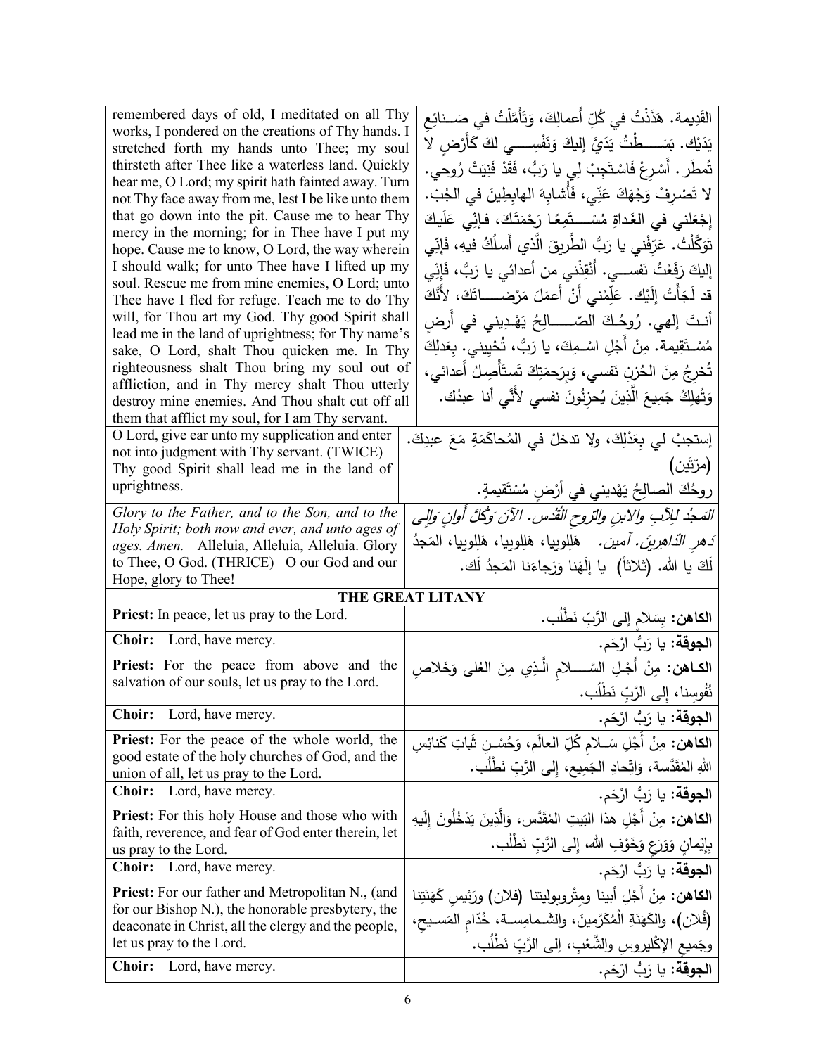| | |
|---|---|
| remembered days of old, I meditated on all Thy works, I pondered on the creations of Thy hands. I stretched forth my hands unto Thee; my soul thirsteth after Thee like a waterless land. Quickly hear me, O Lord; my spirit hath fainted away. Turn not Thy face away from me, lest I be like unto them that go down into the pit. Cause me to hear Thy mercy in the morning; for in Thee have I put my hope. Cause me to know, O Lord, the way wherein I should walk; for unto Thee have I lifted up my soul. Rescue me from mine enemies, O Lord; unto Thee have I fled for refuge. Teach me to do Thy will, for Thou art my God. Thy good Spirit shall lead me in the land of uprightness; for Thy name's sake, O Lord, shalt Thou quicken me. In Thy righteousness shalt Thou bring my soul out of affliction, and in Thy mercy shalt Thou utterly destroy mine enemies. And Thou shalt cut off all them that afflict my soul, for I am Thy servant. | القَديمة. هَذَذْتُ في كُلِّ أَعمالِكَ، وَتَأَمَّلْتُ في صَـنائِعِ يَدَيْك. بَسَـطْتُ يَدَيَّ إليكَ وَنَفْسِـي لكَ كَأَرْضٍ لا تُمطَر. أَسْرِعْ فَاسْتَجِبْ لي يا رَبُّ، فَقَدْ فَنِيَتْ رُوحي. لا تَصْرِفْ وَجْهَكَ عَنِّي، فَأُشابِهَ الهابِطِينَ في الجُبّ. إِجْعَلني في الغَداةِ مُسْـتَمِعًا رَحْمَتَكَ، فإنِّي عَلَيكَ تَوَكَّلْتُ. عَرِّفْني يا رَبُّ الطَّرِيقَ الَّذي أَسلُكُ فيهِ، فَإِنِّي إليكَ رَفَعْتُ نَفسـي. أَنْقِذْني من أعدائي يا رَبُّ، فَإِنِّي قد لَجَأْتُ إِلَيْك. عَلِّمْني أَنْ أَعمَلَ مَرْضـاتَكَ، لأَنَّكَ أنـتَ إلهي. رُوحُـكَ الصّـالِحُ يَهْـدِيني في أَرضٍ مُسْـتَقِيمة. مِنْ أَجْلِ اسْـمِكَ، يا رَبُّ، تُحْيِيني. بِعَدلِكَ تُخرِجُ مِنَ الحُزنِ نَفسي، وَبِرَحمَتِكَ تَستَأْصِلُ أَعدائي، وَتُهلِكُ جَمِيعَ الَّذِينَ يُحزِنُونَ نفسي لأَنِّي أنا عبدُك. |
| O Lord, give ear unto my supplication and enter not into judgment with Thy servant. (TWICE) Thy good Spirit shall lead me in the land of uprightness. | إستجبْ لي بِعَدْلِكَ، ولا تدخلْ في المُحاكَمَةِ مَعَ عبدِكَ. (مرّتَين) روحُكَ الصالِحُ يَهْديني في أرْضٍ مُسْتَقيمةٍ. |
| *Glory to the Father, and to the Son, and to the Holy Spirit; both now and ever, and unto ages of ages. Amen.* Alleluia, Alleluia, Alleluia. Glory to Thee, O God. (THRICE) O our God and our Hope, glory to Thee! | *المَجدُ للآبِ والابنِ والرّوحِ القُدُس. الآنَ وَكُلَّ أَوانٍ وَإِلى دَهرِ الدّاهِرين. آمين.* هَلِلوييا، هَلِلوييا، هَلِلوييا، المَجدُ لَكَ يا الله. (ثلاثاً) يا إلَهَنا وَرَجاءَنا المَجدُ لَك. |

## THE GREAT LITANY

| | |
|---|---|
| **Priest:** In peace, let us pray to the Lord. | **الكاهن:** بِسَلامٍ إلى الرَّبِّ نَطْلُب. |
| **Choir:** Lord, have mercy. | **الجوقة:** يا رَبُّ ارْحَم. |
| **Priest:** For the peace from above and the salvation of our souls, let us pray to the Lord. | **الكـاهن:** مِنْ أَجْـلِ السَّـلامِ الَّـذِي مِنَ العُلى وَخَلاصِ نُفوسِنا، إلى الرَّبِّ نَطْلُب. |
| **Choir:** Lord, have mercy. | **الجوقة:** يا رَبُّ ارْحَم. |
| **Priest:** For the peace of the whole world, the good estate of the holy churches of God, and the union of all, let us pray to the Lord. | **الكاهن:** مِنْ أَجْلِ سَـلامِ كُلِّ العالَم، وَحُسْـنِ ثَباتِ كَنائِسِ اللهِ المُقَدَّسة، وَاتِّحادِ الجَمِيع، إلى الرَّبِّ نَطْلُب. |
| **Choir:** Lord, have mercy. | **الجوقة:** يا رَبُّ ارْحَم. |
| **Priest:** For this holy House and those who with faith, reverence, and fear of God enter therein, let us pray to the Lord. | **الكاهن:** مِنْ أَجْلِ هذا البَيتِ المُقَدَّس، وَالَّذِينَ يَدْخُلُونَ إِلَيهِ بِإِيْمانٍ وَوَرَعٍ وَخَوْفِ الله، إلى الرَّبِّ نَطْلُب. |
| **Choir:** Lord, have mercy. | **الجوقة:** يا رَبُّ ارْحَم. |
| **Priest:** For our father and Metropolitan N., (and for our Bishop N.), the honorable presbytery, the deaconate in Christ, all the clergy and the people, let us pray to the Lord. | **الكاهن:** مِنْ أَجْلِ أبينا ومِتْروبوليتنا (فلان) ورَئيسِ كَهَنَتِنا (فُلان)، والكَهَنَةِ الْمُكَرَّمينَ، والشَـمامِسـةِ، خُدّامِ المَسـيحِ، وجَميعِ الإكْليروسِ والشَّعْبِ، إلى الرَّبِّ نَطْلُب. |
| **Choir:** Lord, have mercy. | **الجوقة:** يا رَبُّ ارْحَم. |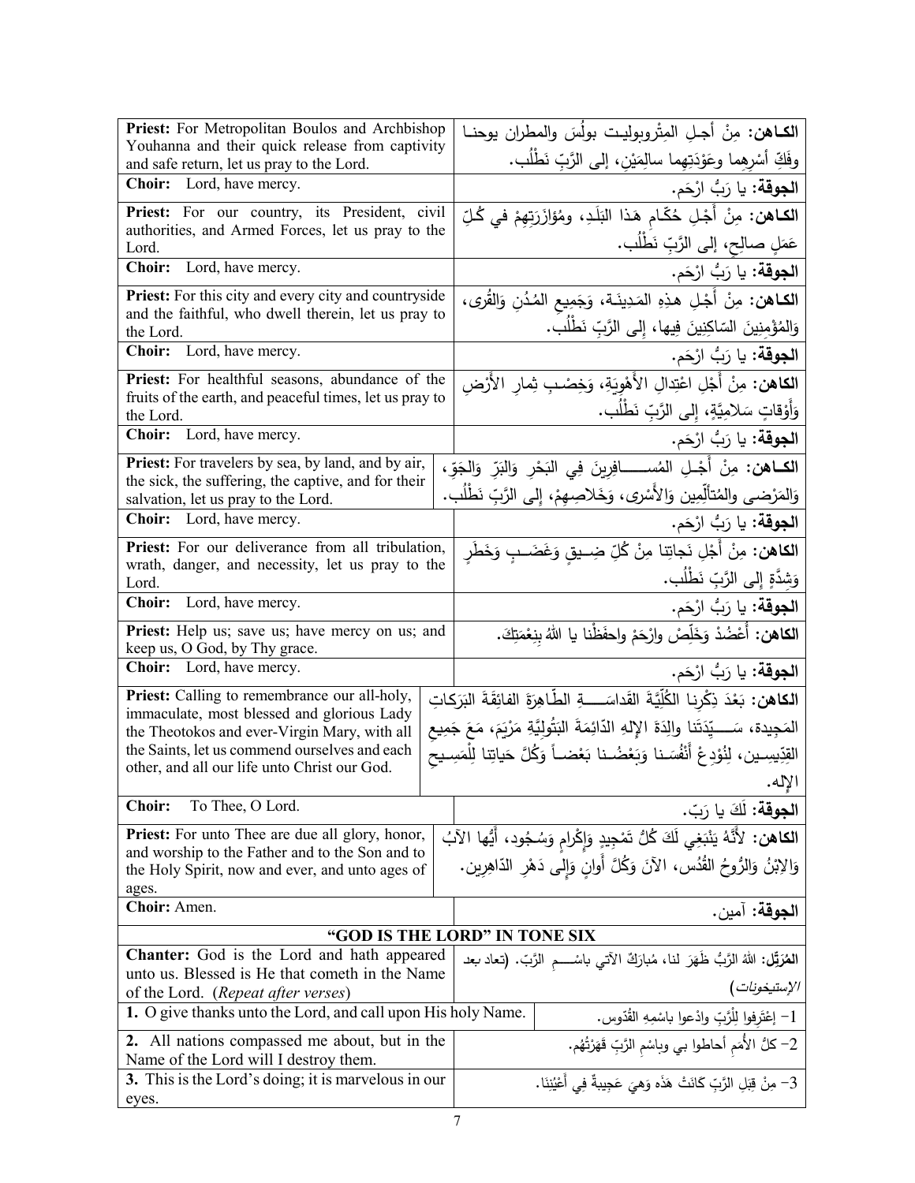| English | Arabic |
|---|---|
| **Priest:** For Metropolitan Boulos and Archbishop Youhanna and their quick release from captivity and safe return, let us pray to the Lord. | **الكـاهن:** مِنْ أجـلِ المِتْروبوليـت بولُس والمطران يوحنـا وفَكِّ أسْرِهِما وعَوْدَتِهِما سالِمَيْن، إلى الرَّبِّ نَطْلُب. |
| **Choir:** Lord, have mercy. | **الجوقة:** يا رَبُّ ارْحَم. |
| **Priest:** For our country, its President, civil authorities, and Armed Forces, let us pray to the Lord. | **الكـاهن:** مِنْ أَجْلِ حُكّامِ هَذا البَلَدِ، ومُؤازَرَتِهِمْ في كُلِّ عَمَلٍ صالِحٍ، إلى الرَّبِّ نَطْلُب. |
| **Choir:** Lord, have mercy. | **الجوقة:** يا رَبُّ ارْحَم. |
| **Priest:** For this city and every city and countryside and the faithful, who dwell therein, let us pray to the Lord. | **الكـاهن:** مِنْ أَجْلِ هذِهِ المَدِينَـة، وَجَمِيعِ المُدُنِ وَالقُرى، وَالمُؤْمِنِينَ السّاكِنِينَ فِيها، إِلى الرَّبِّ نَطْلُب. |
| **Choir:** Lord, have mercy. | **الجوقة:** يا رَبُّ ارْحَم. |
| **Priest:** For healthful seasons, abundance of the fruits of the earth, and peaceful times, let us pray to the Lord. | **الكاهن:** مِنْ أَجْلِ اعْتِدالِ الأَهْوِيَةِ، وَخِصْبِ ثِمارِ الأَرْضِ وَأَوْقاتٍ سَلامِيَّةٍ، إِلى الرَّبِّ نَطْلُب. |
| **Choir:** Lord, have mercy. | **الجوقة:** يا رَبُّ ارْحَم. |
| **Priest:** For travelers by sea, by land, and by air, the sick, the suffering, the captive, and for their salvation, let us pray to the Lord. | **الكـاهن:** مِنْ أَجْـلِ المُسـافِرِينَ فِي البَحْرِ وَالبَرِّ وَالجَوّ، وَالمَرْضى والمُتألِّمِين وَالأَسْرى، وَخَلاصِهِمْ، إِلى الرَّبِّ نَطْلُب. |
| **Choir:** Lord, have mercy. | **الجوقة:** يا رَبُّ ارْحَم. |
| **Priest:** For our deliverance from all tribulation, wrath, danger, and necessity, let us pray to the Lord. | **الكاهن:** مِنْ أَجْلِ نَجاتِنا مِنْ كُلِّ ضِـيقٍ وَغَضَـبٍ وَخَطَرٍ وَشِدَّةٍ إِلى الرَّبِّ نَطْلُب. |
| **Choir:** Lord, have mercy. | **الجوقة:** يا رَبُّ ارْحَم. |
| **Priest:** Help us; save us; have mercy on us; and keep us, O God, by Thy grace. | **الكاهن:** أَعْضُدْ وَخَلِّصْ وارْحَمْ واحفَظْنا يا اللهُ بِنِعْمَتِكَ. |
| **Choir:** Lord, have mercy. | **الجوقة:** يا رَبُّ ارْحَم. |
| **Priest:** Calling to remembrance our all-holy, immaculate, most blessed and glorious Lady the Theotokos and ever-Virgin Mary, with all the Saints, let us commend ourselves and each other, and all our life unto Christ our God. | **الكاهن:** بَعْدَ ذِكْرِنا الكُلِّيَّةَ القَداسَـةِ الطّاهِرَةَ الفائِقَةَ البَرَكاتِ المَجِيدة، سَـيِّدَتَنا والِدَةَ الإِلهِ الدّائِمَةَ البَتُولِيَّةِ مَرْيَمَ، مَعَ جَمِيعِ القِدِّيسِين، لِنُوْدِعْ أَنْفُسَـنا وَبَعْضُـنا بَعْضـاً وَكُلَّ حَياتِنا لِلْمَسِـيحِ الإِله. |
| **Choir:** To Thee, O Lord. | **الجوقة:** لَكَ يا رَبّ. |
| **Priest:** For unto Thee are due all glory, honor, and worship to the Father and to the Son and to the Holy Spirit, now and ever, and unto ages of ages. | **الكاهن:** لأَنَّهُ يَنْبَغِي لَكَ كُلُّ تَمْجِيدٍ وَإِكْرامٍ وَسُجُود، أَيُّها الآبُ وَالابْنُ وَالرُّوحُ القُدُس، الآنَ وَكُلَّ أَوانٍ وَإِلى دَهْرِ الدّاهِرِين. |
| **Choir:** Amen. | **الجوقة:** آمين. |

## "GOD IS THE LORD" IN TONE SIX

| English | Arabic |
|---|---|
| **Chanter:** God is the Lord and hath appeared unto us. Blessed is He that cometh in the Name of the Lord. (*Repeat after verses*) | **المُرَتِّل:** اللهُ الرَّبُّ ظَهَرَ لنا، مُبارَكٌ الآتي باسْـمِ الرَّبّ. (تعاد بعد *الإستيخونات*) |
| **1.** O give thanks unto the Lord, and call upon His holy Name. | 1- إعْتَرِفوا لِلْرَّبِّ وادْعوا باسْمِهِ القُدّوس. |
| **2.** All nations compassed me about, but in the Name of the Lord will I destroy them. | 2- كلُّ الأُمَمِ أحاطوا بي وباسْمِ الرَّبِّ قَهَرْتُهُم. |
| **3.** This is the Lord's doing; it is marvelous in our eyes. | 3- مِنْ قِبَلِ الرَّبِّ كانَتْ هَذَه وَهيَ عَجِيبةٌ في أَعْيُنِنَا. |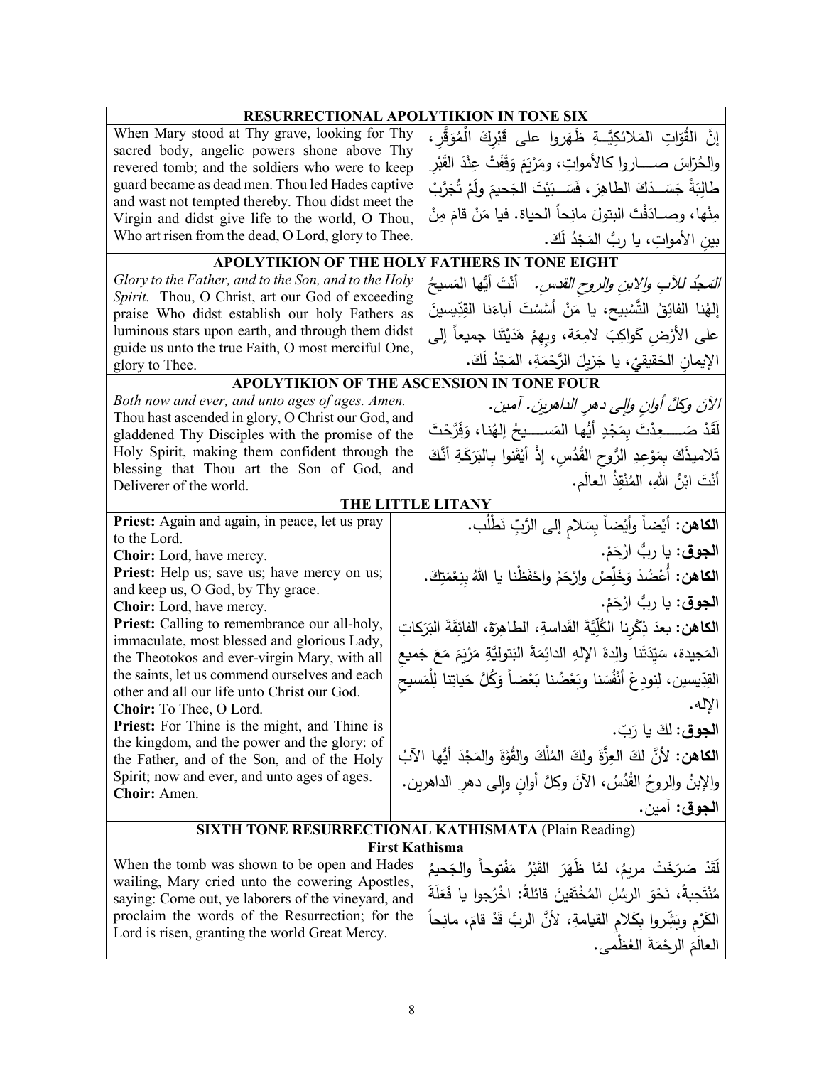| RESURRECTIONAL APOLYTIKION IN TONE SIX | |
|---|---|
| When Mary stood at Thy grave, looking for Thy sacred body, angelic powers shone above Thy revered tomb; and the soldiers who were to keep guard became as dead men. Thou led Hades captive and wast not tempted thereby. Thou didst meet the Virgin and didst give life to the world, O Thou, Who art risen from the dead, O Lord, glory to Thee. | إنَّ القُوّاتِ المَلائكِيَّــةِ ظَهَروا على قَبْرِكَ الْمُوَقَّرِ، والحُرّاسَ صـــاروا كالأمواتِ، ومَرْيَمَ وَقَفَتْ عِنْدَ القَبْرِ طالِبَةً جَسَــدَكَ الطاهِرَ، فَسَــبَيْتَ الجَحيمَ ولَمْ تُجَرَّبْ مِنْها، وصــادَفْتَ البتولَ مانِحاً الحياة. فيا مَنْ قامَ مِنْ بينِ الأمواتِ، يا ربُّ المَجْدُ لَكَ. |
| **APOLYTIKION OF THE HOLY FATHERS IN TONE EIGHT** | |
| *Glory to the Father, and to the Son, and to the Holy Spirit.* Thou, O Christ, art our God of exceeding praise Who didst establish our holy Fathers as luminous stars upon earth, and through them didst guide us unto the true Faith, O most merciful One, glory to Thee. | *المَجدُ للآبِ والابنِ والروحِ القدسِ.* أنْتَ أيُّها المَسيحُ إلهُنا الفائِقُ التَّسْبيح، يا مَنْ أسَّسْتَ آباءَنا القِدِّيسينَ على الأرْضِ كَواكِبَ لامِعَة، وبِهِمْ هَدَيْتَنا جميعاً إلى الإيمانِ الحَقيقيّ، يا جَزيلَ الرَّحْمَةِ، المَجْدُ لَكَ. |
| **APOLYTIKION OF THE ASCENSION IN TONE FOUR** | |
| *Both now and ever, and unto ages of ages. Amen.* Thou hast ascended in glory, O Christ our God, and gladdened Thy Disciples with the promise of the Holy Spirit, making them confident through the blessing that Thou art the Son of God, and Deliverer of the world. | *الآنَ وكلَّ أوانٍ وإلى دهرِ الداهرينَ. آمين.* لَقَدْ صَـــعِدْتَ بِمَجْدٍ أيُّها المَســـيحُ إلهُنا، وَفَرَّحْتَ تَلاميذَكَ بِمَوْعِدِ الرُّوحِ القُدُسِ، إذْ أيْقَنوا بِالبَرَكَةِ أنَّكَ أنْتَ ابْنُ اللهِ، المُنْقِذُ العالَم. |
| **THE LITTLE LITANY** | |
| **Priest:** Again and again, in peace, let us pray to the Lord.<br>**Choir:** Lord, have mercy.<br>**Priest:** Help us; save us; have mercy on us; and keep us, O God, by Thy grace.<br>**Choir:** Lord, have mercy.<br>**Priest:** Calling to remembrance our all-holy, immaculate, most blessed and glorious Lady, the Theotokos and ever-virgin Mary, with all the saints, let us commend ourselves and each other and all our life unto Christ our God.<br>**Choir:** To Thee, O Lord.<br>**Priest:** For Thine is the might, and Thine is the kingdom, and the power and the glory: of the Father, and of the Son, and of the Holy Spirit; now and ever, and unto ages of ages.<br>**Choir:** Amen. | **الكاهن:** أيْضاً وأيْضاً بِسَلامٍ إلى الرَّبِّ نَطْلُب.<br>**الجوق:** يا ربُّ ارْحَمْ.<br>**الكاهن:** أَعْضُدْ وَخَلِّصْ وارْحَمْ واحْفَظْنا يا اللهُ بِنِعْمَتِكَ.<br>**الجوق:** يا ربُّ ارْحَمْ.<br>**الكاهن:** بعدَ ذِكْرِنا الكُلِّيَّةَ القَداسةِ، الطاهِرَةَ، الفائِقَةَ البَرَكاتِ المَجيدة، سَيِّدَتَنا والِدةَ الإلهِ الدائِمَةَ البَتوليَّةِ مَرْيَمَ مَعَ جَميعِ القدِّيسين، لِنودِعْ أنْفُسَنا وبَعْضُنا بَعْضاً وَكُلَّ حَياتِنا لِلْمَسيحِ الإله.<br>**الجوق:** لكَ يا رَبّ.<br>**الكاهن:** لأنَّ لكَ العِزَّةَ ولكَ المُلْكَ والقُوَّةَ والمَجْدَ أيُّها الآبُ والإبنُ والروحُ القُدُسُ، الآنَ وكلَّ أوانٍ وإلى دهرِ الداهرين.<br>**الجوق:** آمين. |
| **SIXTH TONE RESURRECTIONAL KATHISMATA** (Plain Reading)<br>**First Kathisma** | |
| When the tomb was shown to be open and Hades wailing, Mary cried unto the cowering Apostles, saying: Come out, ye laborers of the vineyard, and proclaim the words of the Resurrection; for the Lord is risen, granting the world Great Mercy. | لَقَدْ صَرَخَتْ مريمُ، لمَّا ظَهَرَ القَبْرُ مَفْتوحاً والجَحيمُ مُنْتَحِبةً، نَحْوَ الرسُلِ المُخْتَفينَ قائلةً: اخْرُجوا يا فَعَلَةَ الكَرْمِ وبَشِّروا بِكَلامِ القيامةِ، لأنَّ الربَّ قَدْ قامَ، مانِحاً العالَمَ الرحْمَةَ العُظْمى. |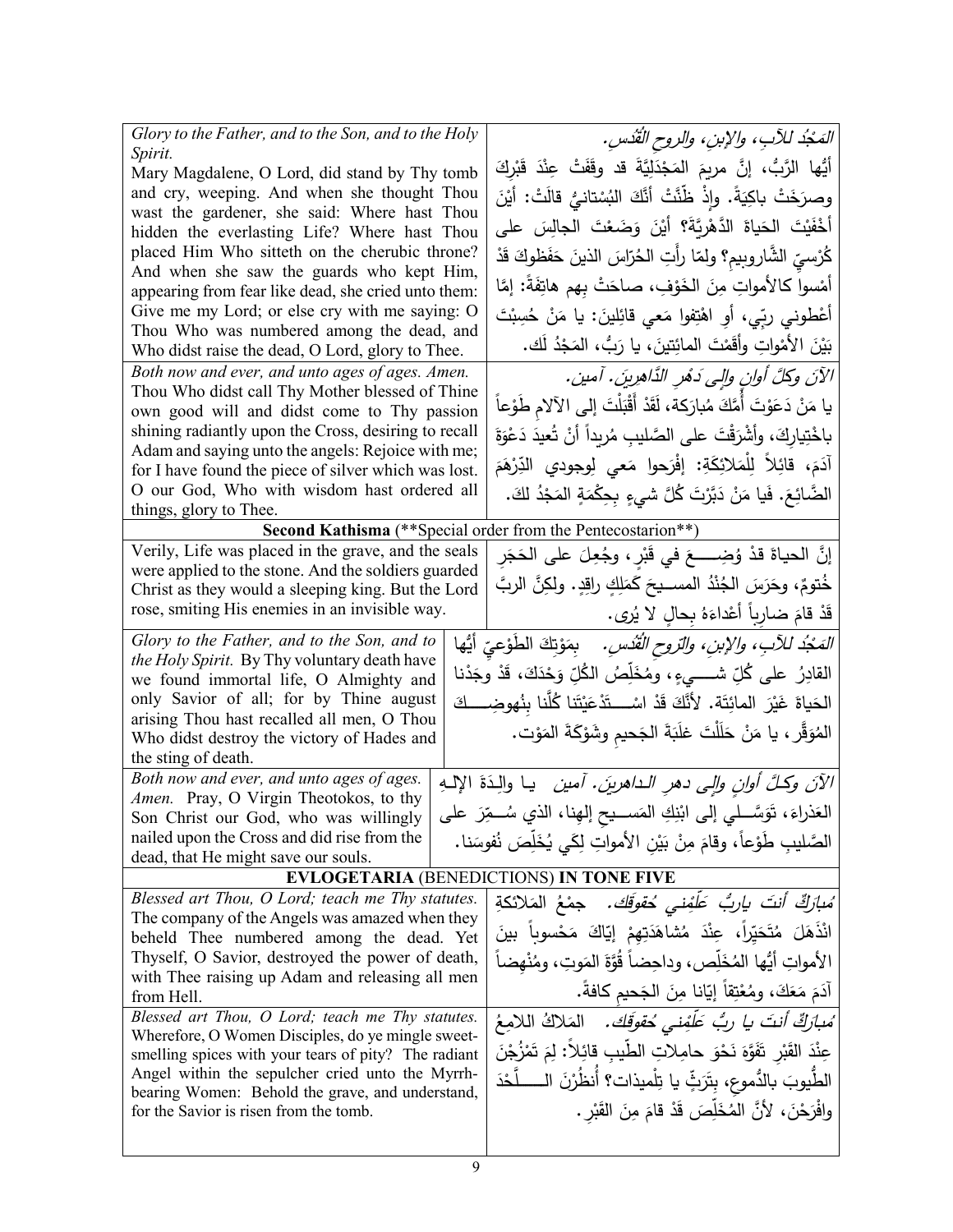| | |
|---|---|
| *Glory to the Father, and to the Son, and to the Holy Spirit.* Mary Magdalene, O Lord, did stand by Thy tomb and cry, weeping. And when she thought Thou wast the gardener, she said: Where hast Thou hidden the everlasting Life? Where hast Thou placed Him Who sitteth on the cherubic throne? And when she saw the guards who kept Him, appearing from fear like dead, she cried unto them: Give me my Lord; or else cry with me saying: O Thou Who was numbered among the dead, and Who didst raise the dead, O Lord, glory to Thee. | *المَجْدُ للآبِ، والإبنِ، والروحِ القُدُس.* أيُّها الرَّبُّ، إنَّ مريمَ المَجْدَلِيَّةَ قد وقَفَتْ عِنْدَ قَبْرِكَ وصرَخَتْ باكِيَةً. وإذْ ظَنَّتْ أنَّكَ البُسْتانيُّ قالَتْ: أيْنَ أخْفَيْتَ الحَياةَ الدَّهْرِيَّةَ؟ أيْنَ وَضَعْتَ الجالِسَ على كُرْسِيِّ الشّاروبيمِ؟ ولمّا رأَتِ الحُرّاسَ الذينَ حَفَظوكَ قَدْ أمْسوا كالأمواتِ مِنَ الخَوْفِ، صاحَتْ بِهِم هاتِفَةً: إمّا أعْطوني ربّي، أوِ اهْتِفوا مَعي قائِلينَ: يا مَنْ حُسِبْتَ بَيْنَ الأمْواتِ وأقَمْتَ المائِتينَ، يا رَبُّ، المَجْدُ لَك. |
| *Both now and ever, and unto ages of ages. Amen.* Thou Who didst call Thy Mother blessed of Thine own good will and didst come to Thy passion shining radiantly upon the Cross, desiring to recall Adam and saying unto the angels: Rejoice with me; for I have found the piece of silver which was lost. O our God, Who with wisdom hast ordered all things, glory to Thee. | *الآنَ وكلَّ أوانٍ وإلى دَهْرِ الدَّاهِرينَ. آمين.* يا مَنْ دَعَوْتَ أُمَّكَ مُبارَكة، لَقَدْ أَقْبَلْتَ إلى الآلامِ طَوْعاً باخْتِيارِكَ، وأشْرَقْتَ على الصَّليبِ مُريداً أنْ تُعيدَ دَعْوَةَ آدَمَ، قائِلاً لِلْمَلائِكَةِ: إفْرَحوا مَعي لِوجودي الدِّرْهَمَ الضَّائِعَ. فَيا مَنْ دَبَّرْتَ كُلَّ شيءٍ بِحِكْمَةٍ المَجْدُ لكَ. |
| **Second Kathisma** (**Special order from the Pentecostarion**) | |
| Verily, Life was placed in the grave, and the seals were applied to the stone. And the soldiers guarded Christ as they would a sleeping king. But the Lord rose, smiting His enemies in an invisible way. | إنَّ الحياةَ قدْ وُضِعَ في قَبْرٍ، وجُعِلَ على الحَجَرِ خُتومٌ، وحَرَسَ الجُنْدُ المسيحَ كَمَلِكٍ راقِدٍ. ولكِنَّ الربَّ قَدْ قامَ ضارِباً أعْداءَهُ بِحالٍ لا يُرى. |
| *Glory to the Father, and to the Son, and to the Holy Spirit.* By Thy voluntary death have we found immortal life, O Almighty and only Savior of all; for by Thine august arising Thou hast recalled all men, O Thou Who didst destroy the victory of Hades and the sting of death. | *المَجْدُ للآبِ، والإبنِ، والرّوحِ القُدُس.* بِمَوْتِكَ الطَّوْعِيِّ أيُّها القادِرُ على كُلِّ شيءٍ، ومُخَلِّصُ الكُلِّ وَحْدَكَ، قَدْ وجَدْنا الحَياةَ غَيْرَ المائِتَة. لأنَّكَ قَدْ اسْتَدْعَيْتَنا كُلَّنا بِنُهوضِكَ المُوَقَّر، يا مَنْ حَلَلْتَ غلَبَةَ الجَحيمِ وشَوْكَةَ المَوْت. |
| *Both now and ever, and unto ages of ages. Amen.* Pray, O Virgin Theotokos, to thy Son Christ our God, who was willingly nailed upon the Cross and did rise from the dead, that He might save our souls. | *الآنَ وكلَّ أوانٍ وإلى دهرِ الداهرينَ. آمين* يا والِدَةَ الإلهِ العَذراءَ، تَوَسَّلي إلى ابْنِكِ المَسيحِ إلهِنا، الذي سُمِّرَ على الصَّليبِ طَوْعاً، وقامَ مِنْ بَيْنِ الأمواتِ لِكَي يُخَلِّصَ نُفوسَنا. |
| **EVLOGETARIA** (BENEDICTIONS) **IN TONE FIVE** | |
| *Blessed art Thou, O Lord; teach me Thy statutes.* The company of the Angels was amazed when they beheld Thee numbered among the dead. Yet Thyself, O Savior, destroyed the power of death, with Thee raising up Adam and releasing all men from Hell. | *مُبارَكٌ أنتَ ياربُّ عَلِّمْني حُقوقَك.* جمْعُ المَلائكةِ انْذَهَلَ مُتَحَيِّراً، عِنْدَ مُشاهَدَتِهِمْ إيّاكَ مَحْسوباً بينَ الأمواتِ أيُّها المُخَلِّص، وداحِضاً قُوَّةَ المَوتِ، ومُنْهِضاً آدَمَ مَعَكَ، ومُعْتِقاً إيّانا مِنَ الجَحيمِ كافةً. |
| *Blessed art Thou, O Lord; teach me Thy statutes.* Wherefore, O Women Disciples, do ye mingle sweet-smelling spices with your tears of pity? The radiant Angel within the sepulcher cried unto the Myrrh-bearing Women: Behold the grave, and understand, for the Savior is risen from the tomb. | *مُبارَكٌ أنتَ يا ربُّ عَلِّمْني حُقوقَك.* المَلاكُ اللامِعُ عِنْدَ القَبْرِ تَفَوَّهَ نَحْوَ حامِلاتِ الطِّيبِ قائِلاً: لِمَ تَمْزُجْنَ الطُّيوبَ بالدُّموعِ، بِتَرَثٍّ يا تِلْميذات؟ أُنظُرْنَ اللَّحْدَ وافْرَحْنَ، لأنَّ المُخَلِّصَ قَدْ قامَ مِنَ القَبْرِ. |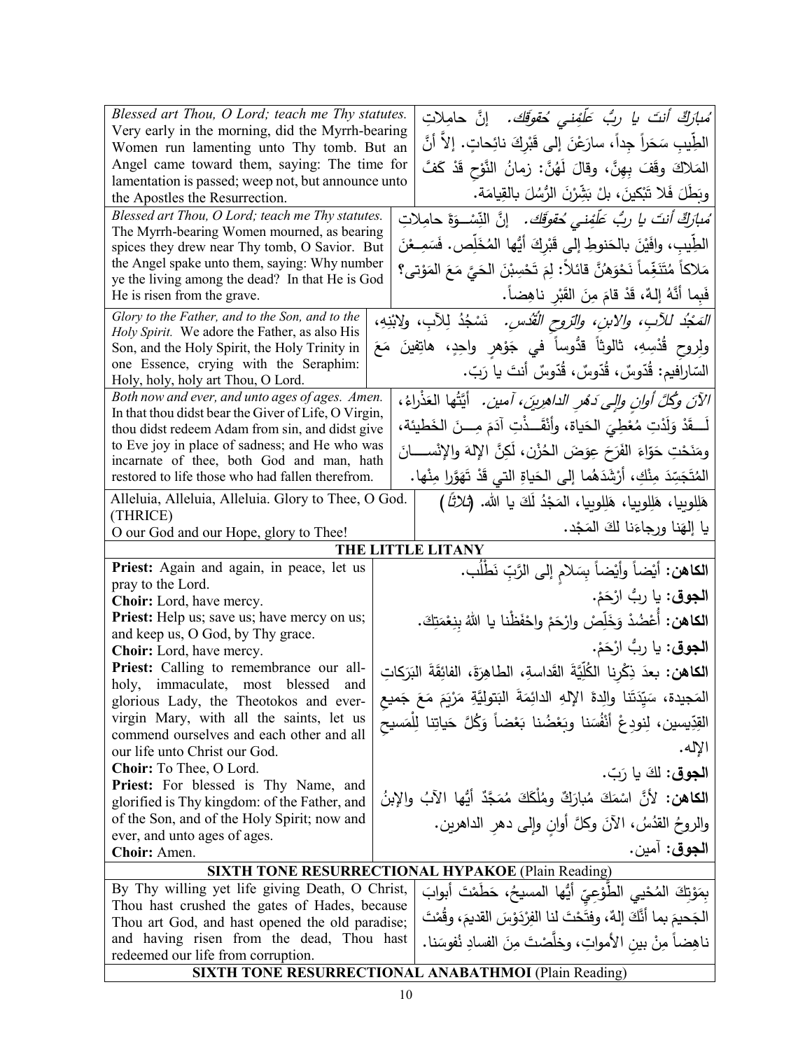| | |
|---|---|
| *Blessed art Thou, O Lord; teach me Thy statutes.* Very early in the morning, did the Myrrh-bearing Women run lamenting unto Thy tomb. But an Angel came toward them, saying: The time for lamentation is passed; weep not, but announce unto the Apostles the Resurrection. | *مُبارَكٌ أنتَ يا ربُّ عَلِّمْني حُقوقَك.* إنَّ حامِلاتِ الطِّيبِ سَحَراً جِداً، سارَعْنَ إلى قَبْرِكَ نائِحاتٍ. إلاَّ أنَّ المَلاكَ وقَفَ بِهِنَّ، وقالَ لَهُنَّ: زمانُ النَّوْحِ قَدْ كَفَّ وبَطَلَ فَلا تَبْكينَ، بلْ بَشِّرْنَ الرُّسُلَ بالقِيامَة. |
| *Blessed art Thou, O Lord; teach me Thy statutes.* The Myrrh-bearing Women mourned, as bearing spices they drew near Thy tomb, O Savior. But the Angel spake unto them, saying: Why number ye the living among the dead? In that He is God He is risen from the grave. | *مُبارَكٌ أنتَ يا ربُّ عَلِّمْني حُقوقَك.* إنَّ النِّسْوَةَ حامِلاتِ الطِّيبِ، وافَيْنَ بالحَنوطِ إلى قَبْرِكَ أيُّها المُخَلِّص. فَسَمِعْنَ مَلاكاً مُتَنَغِّماً نَحْوَهُنَّ قائلاً: لِمَ تَحْسِبْنَ الحَيَّ مَعَ المَوْتى؟ فَبِما أنَّهُ إلهٌ، قَدْ قامَ مِنَ القَبْرِ ناهِضاً. |
| *Glory to the Father, and to the Son, and to the Holy Spirit.* We adore the Father, as also His Son, and the Holy Spirit, the Holy Trinity in one Essence, crying with the Seraphim: Holy, holy, holy art Thou, O Lord. | *المَجْدُ للآبِ، والابنِ، والرّوحِ القُدُس.* نَسْجُدُ لِلآب، ولابْنِهِ، ولِروحِ قُدْسِهِ، ثالوثاً قدُّوساً في جَوْهرٍ واحِدٍ، هاتِفينَ مَعَ السّارافيم: قُدّوسٌ، قُدّوسٌ، قُدّوسٌ أنتَ يا رَبّ. |
| *Both now and ever, and unto ages of ages. Amen.* In that thou didst bear the Giver of Life, O Virgin, thou didst redeem Adam from sin, and didst give to Eve joy in place of sadness; and He who was incarnate of thee, both God and man, hath restored to life those who had fallen therefrom. | *الآنَ وكُلَّ أوانٍ وإلى دَهْرِ الداهرينَ، آمين.* أيَّتُها العَذْراءُ، لَقَدْ وَلَدْتِ مُعْطِيَ الحَياة، وأنْقَذْتِ آدَمَ مِنَ الخَطيئة، ومَنَحْتِ حَوّاءَ الفَرَحَ عِوَضَ الحُزْن، لَكِنَّ الإلهَ والإنْسانَ المُتَجَسِّدَ مِنْكِ، أرْشَدَهُما إلى الحَياةِ التي قَدْ تَهَوَّرا مِنْها. |
| Alleluia, Alleluia, Alleluia. Glory to Thee, O God. (THRICE)<br>O our God and our Hope, glory to Thee! | هَلِلوييا، هَلِلوييا، هَلِلوييا، المَجْدُ لَكَ يا الله. (*ثلاثاً*)<br>يا إلهَنا ورجاءَنا لكَ المَجْد. |

## THE LITTLE LITANY

| | |
|---|---|
| **Priest:** Again and again, in peace, let us pray to the Lord. | **الكاهن:** أيْضاً وأيْضاً بِسَلامٍ إلى الرَّبِّ نَطْلُب. |
| **Choir:** Lord, have mercy. | **الجوق:** يا ربُّ ارْحَمْ. |
| **Priest:** Help us; save us; have mercy on us; and keep us, O God, by Thy grace. | **الكاهن:** أعْضُدْ وَخَلِّصْ وارْحَمْ واحْفَظْنا يا اللهُ بِنِعْمَتِكَ. |
| **Choir:** Lord, have mercy. | **الجوق:** يا ربُّ ارْحَمْ. |
| **Priest:** Calling to remembrance our all-holy, immaculate, most blessed and glorious Lady, the Theotokos and ever-virgin Mary, with all the saints, let us commend ourselves and each other and all our life unto Christ our God. | **الكاهن:** بعدَ ذِكْرِنا الكُلِّيَّةَ القَداسةِ، الطاهِرَةَ، الفائِقَةَ البَرَكاتِ المَجيدة، سَيِّدَتَنا والِدةَ الإلهِ الدائِمَةَ البَتوليَّةِ مَرْيَمَ مَعَ جَميعِ القِدّيسين، لِنودِعْ أنْفُسَنا وبَعْضُنا بَعْضاً وَكُلَّ حَياتِنا لِلْمَسيحِ الإله. |
| **Choir:** To Thee, O Lord. | **الجوق:** لكَ يا رَبّ. |
| **Priest:** For blessed is Thy Name, and glorified is Thy kingdom: of the Father, and of the Son, and of the Holy Spirit; now and ever, and unto ages of ages. | **الكاهن:** لأنَّ اسْمَكَ مُبارَكٌ ومُلْكَكَ مُمَجَّدٌ أيُّها الآبُ والإبنُ والروحُ القدُسُ، الآنَ وكلَّ أوانٍ وإلى دهرِ الداهرين. |
| **Choir:** Amen. | **الجوق:** آمين. |

## SIXTH TONE RESURRECTIONAL HYPAKOE (Plain Reading)

| | |
|---|---|
| By Thy willing yet life giving Death, O Christ, Thou hast crushed the gates of Hades, because Thou art God, and hast opened the old paradise; and having risen from the dead, Thou hast redeemed our life from corruption. | بِمَوْتِكَ المُحْيي الطَّوْعِيِّ أيُّها المسيحُ، حَطَمْتَ أبوابَ الجَحيمَ بما أنَّكَ إلهٌ، وفتَحْتَ لنا الفِرْدَوْسَ القديمَ، وقُمْتَ ناهِضاً مِنْ بينِ الأمواتِ، وخلَّصْتَ مِنَ الفسادِ نُفوسَنا. |

## SIXTH TONE RESURRECTIONAL ANABATHMOI (Plain Reading)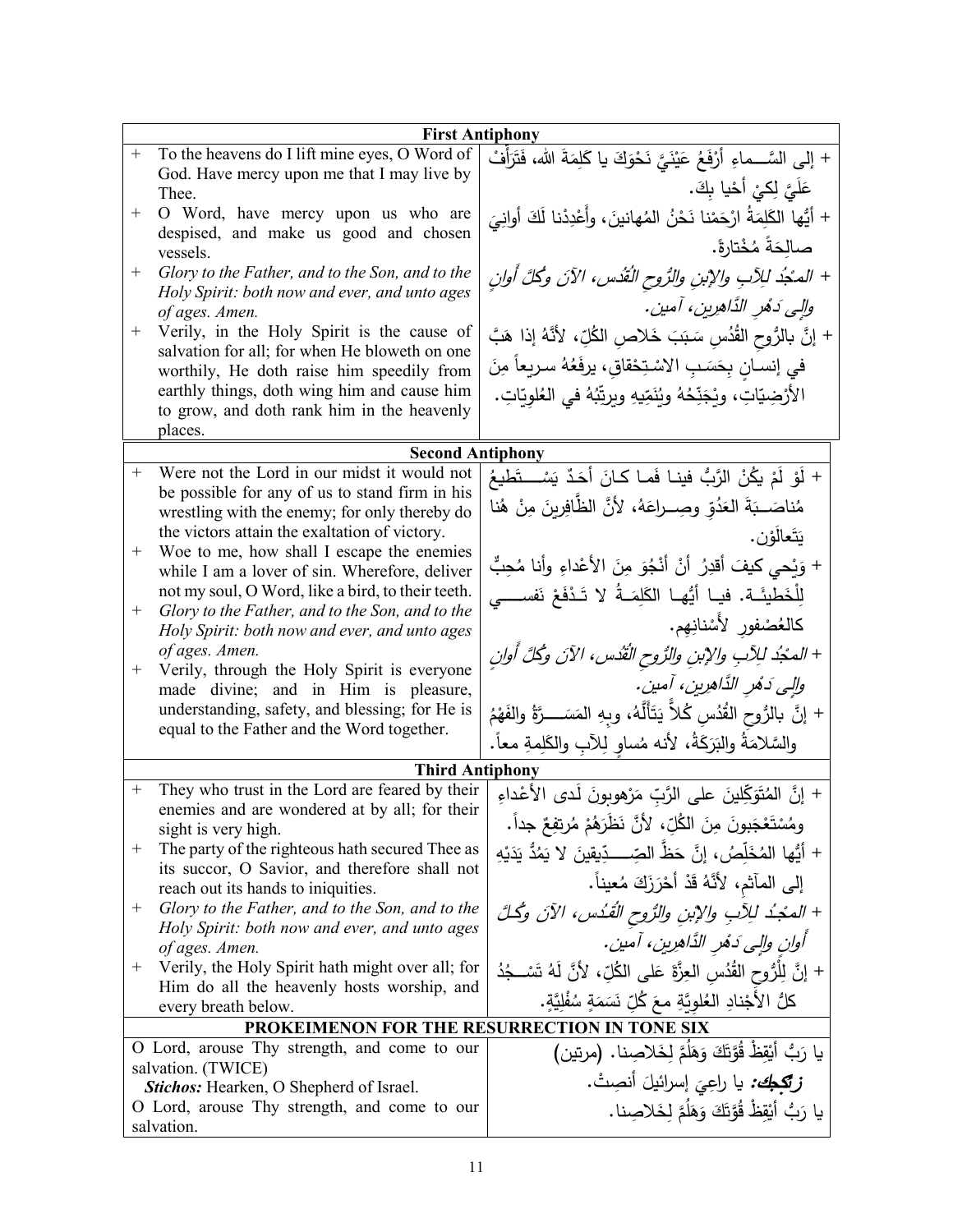| First Antiphony | |
|---|---|
| + To the heavens do I lift mine eyes, O Word of God. Have mercy upon me that I may live by Thee. | + إلى السَّـــماءِ أَرْفَعُ عَيْنَيَّ نَحْوَكَ يا كَلِمَةَ الله، فَتَرَأَفْ عَلَيَّ لِكِيْ أَحْيا بِكَ. |
| + O Word, have mercy upon us who are despised, and make us good and chosen vessels. | + أَيُّها الكَلِمَةُ ارْحَمْنا نَحْنُ المُهانينَ، وأَعْدِدْنا لَكَ أَوانِيَ صالِحَةً مُخْتارَةً. |
| + *Glory to the Father, and to the Son, and to the Holy Spirit: both now and ever, and unto ages of ages. Amen.* | + *المَجْدُ لِلآبِ والإبنِ والرُّوحِ القُدُس، الآنَ وكُلَّ أَوانٍ وإلى دَهْرِ الدَّاهِرين، آمين.* |
| + Verily, in the Holy Spirit is the cause of salvation for all; for when He bloweth on one worthily, He doth raise him speedily from earthly things, doth wing him and cause him to grow, and doth rank him in the heavenly places. | + إنَّ بالرُّوحِ القُدُسِ سَبَبَ خَلاصِ الكُلِّ، لأَنَّهُ إذا هَبَّ في إنسانٍ بِحَسَبِ الاسْتِحْقاقِ، يرفَعُهُ سريعاً مِنَ الأرْضِيّاتِ، ويُجَنِّحُهُ ويُنَمِّيهِ ويرتِّبُهُ في العُلوِيّاتِ. |

| Second Antiphony | |
|---|---|
| + Were not the Lord in our midst it would not be possible for any of us to stand firm in his wrestling with the enemy; for only thereby do the victors attain the exaltation of victory. | + لَوْ لَمْ يكُنْ الرَّبُّ فينا فَما كانَ أَحَدٌ يَسْــتَطيعُ مُناصَــبَةَ العَدُوِّ وصِــراعَهُ، لأنَّ الظَّافِرينَ مِنْ هُنا يَتَعالَوْن. |
| + Woe to me, how shall I escape the enemies while I am a lover of sin. Wherefore, deliver not my soul, O Word, like a bird, to their teeth. | + وَيْحي كيفَ أَقدِرُ أَنْ أَنْجُوَ مِنَ الأعْداءِ وأنا مُحِبٌّ لِلْخَطيئَـةِ. فيا أيُّها الكَلِمَـةُ لا تَـدْفَعْ نَفســي كالعُصْفورِ لأَسْنانِهِم. |
| + *Glory to the Father, and to the Son, and to the Holy Spirit: both now and ever, and unto ages of ages. Amen.* | + *المَجْدُ لِلآبِ والإبنِ والرُّوحِ القُدُس، الآنَ وكُلَّ أَوانٍ وإلى دَهْرِ الدَّاهِرين، آمين.* |
| + Verily, through the Holy Spirit is everyone made divine; and in Him is pleasure, understanding, safety, and blessing; for He is equal to the Father and the Word together. | + إنَّ بالرُّوحِ القُدُسِ كُلاًّ يَتَأَلَّهُ، وبِهِ المَســرَّةُ والفَهْمُ والسَّلامَةُ والبَرَكَةُ، لأنه مُساوٍ لِلآبِ والكَلِمةِ معاً. |

| Third Antiphony | |
|---|---|
| + They who trust in the Lord are feared by their enemies and are wondered at by all; for their sight is very high. | + إنَّ المُتَوَكِّلينَ على الرَّبِّ مَرْهوبونَ لَدى الأَعْداءِ ومُسْتَعْجَبونَ مِنَ الكُلِّ، لأَنَّ نَظَرَهُمْ مُرتفِعٌ جداً. |
| + The party of the righteous hath secured Thee as its succor, O Savior, and therefore shall not reach out its hands to iniquities. | + أيُّها المُخَلِّصُ، إنَّ حَظَّ الصِّــدِّيقينَ لا يَمُدُّ يَدَيْهِ إلى المآثِمِ، لأَنَّهُ قَدْ أَحْرَزَكَ مُعيناً. |
| + *Glory to the Father, and to the Son, and to the Holy Spirit: both now and ever, and unto ages of ages. Amen.* | + *المَجْدُ لِلآبِ والإبنِ والرُّوحِ القُدُس، الآنَ وكُلَّ أَوانٍ وإلى دَهْرِ الدَّاهِرين، آمين.* |
| + Verily, the Holy Spirit hath might over all; for Him do all the heavenly hosts worship, and every breath below. | + إنَّ لِلْرُّوحِ القُدُسِ العِزَّةَ عَلى الكُلِّ، لأنَّ لَهُ تَسْـجُدُ كلُّ الأَجْنادِ العُلوِيَّةِ معَ كُلِّ نَسَمَةٍ سُفْلِيَّةٍ. |

| PROKEIMENON FOR THE RESURRECTION IN TONE SIX | |
|---|---|
| O Lord, arouse Thy strength, and come to our salvation. (TWICE) | يا رَبُّ أَيْقِظْ قُوَّتَكَ وَهَلُمَّ لِخَلاصِنا. (مرتين) |
| ***Stichos:*** Hearken, O Shepherd of Israel. | ***ستيخن:*** يا راعِيَ إسرائيلَ أنصِتْ. |
| O Lord, arouse Thy strength, and come to our salvation. | يا رَبُّ أَيْقِظْ قُوَّتَكَ وَهَلُمَّ لِخَلاصِنا. |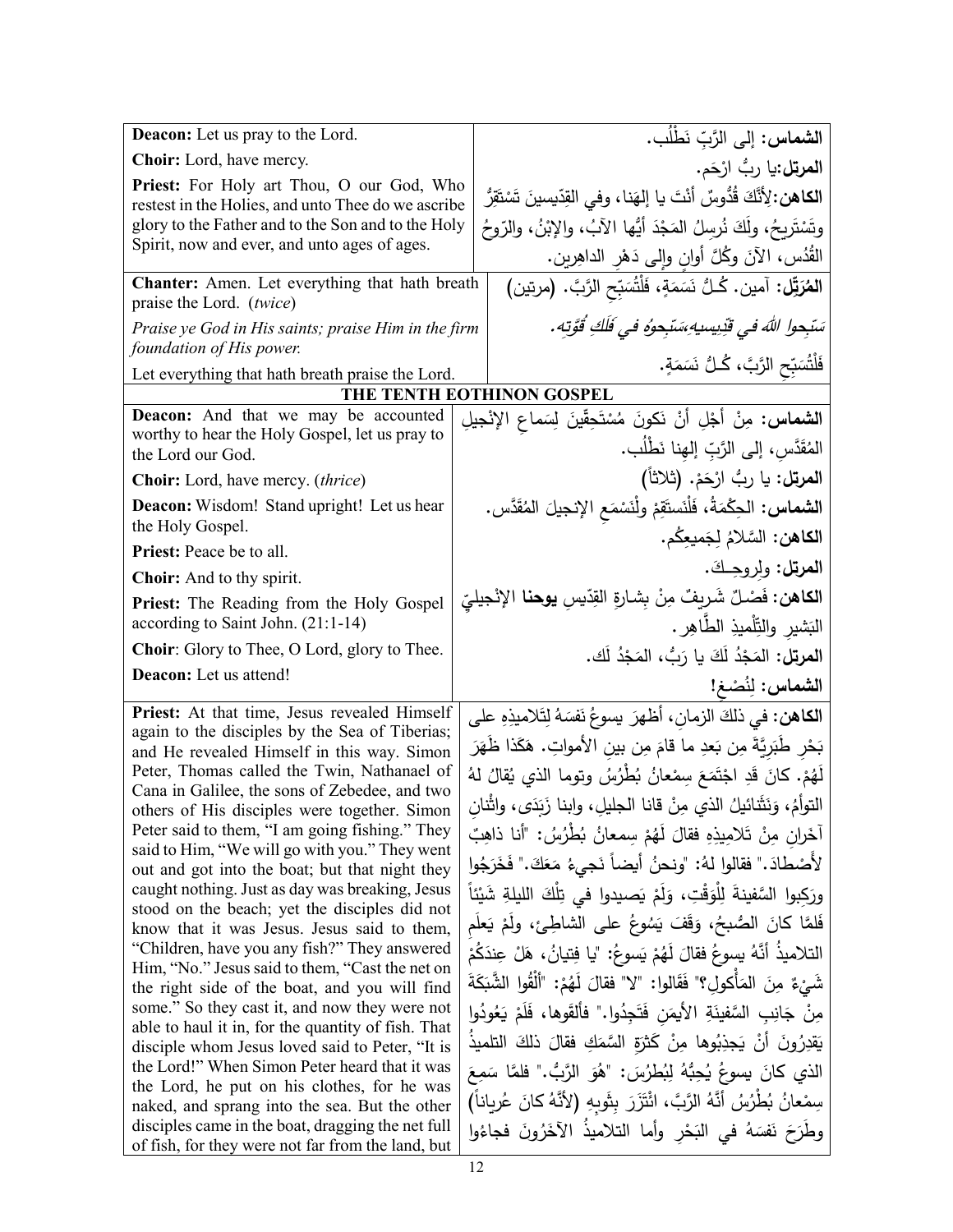| | |
|---|---|
| **Deacon:** Let us pray to the Lord. | **الشماس:** إلى الرَّبِّ نَطْلُب. |
| **Choir:** Lord, have mercy. | **المرتل:** يا ربُّ ارْحَم. |
| **Priest:** For Holy art Thou, O our God, Who restest in the Holies, and unto Thee do we ascribe glory to the Father and to the Son and to the Holy Spirit, now and ever, and unto ages of ages. | **الكاهن:** لِأَنَّكَ قُدُّوسٌ أنْتَ يا إلهَنا، وفي القِدّيسينَ تَسْتَقِرُّ وتَسْتَريحُ، ولَكَ نُرسِلُ المَجْدَ أيُّها الآبُ، والإبْنُ، والرّوحُ القُدُس، الآنَ وكُلَّ أوانٍ وإلى دَهْرِ الداهِرين. |
| **Chanter:** Amen. Let everything that hath breath praise the Lord. (*twice*) | **المُرَتِّل:** آمين. كُـلُّ نَسَمَةٍ، فَلْتُسَبِّحِ الرَّبَّ. (مرتين) |
| *Praise ye God in His saints; praise Him in the firm foundation of His power.* | *سَبِّحوا اللهَ في قِدِّيسيهِ،سَبِّحوهُ في فَلَكِ قُوَّتِه.* |
| Let everything that hath breath praise the Lord. | فَلْتُسَبِّحِ الرَّبَّ، كُـلُّ نَسَمَةٍ. |

## THE TENTH EOTHINON GOSPEL

| | |
|---|---|
| **Deacon:** And that we may be accounted worthy to hear the Holy Gospel, let us pray to the Lord our God. | **الشماس:** مِنْ أجْلِ أنْ نَكونَ مُسْتَحِقّينَ لِسَماعِ الإنْجيلِ المُقَدَّسِ، إلى الرَّبِّ إلهِنا نَطْلُب. |
| **Choir:** Lord, have mercy. (*thrice*) | **المرتل:** يا ربُّ ارْحَمْ. (ثلاثاً) |
| **Deacon:** Wisdom! Stand upright! Let us hear the Holy Gospel. | **الشماس:** الحِكْمَةُ، فَلْنَستقِمْ ولْنَسْمَعِ الإنجيلَ المُقَدَّس. |
| **Priest:** Peace be to all. | **الكاهن:** السَّلامُ لِجَميعِكُم. |
| **Choir:** And to thy spirit. | **المرتل:** ولِروحِـكَ. |
| **Priest:** The Reading from the Holy Gospel according to Saint John. (21:1-14) | **الكاهن:** فَصْلٌ شَريفٌ مِنْ بِشارةِ القِدّيسِ **يوحنا** الإنْجيليِّ البَشيرِ والتِّلْميذِ الطَّاهِر. |
| **Choir**: Glory to Thee, O Lord, glory to Thee. | **المرتل:** المَجْدُ لَكَ يا رَبُّ، المَجْدُ لَك. |
| **Deacon:** Let us attend! | **الشماس:** لِنُصْغِ! |
| **Priest:** At that time, Jesus revealed Himself again to the disciples by the Sea of Tiberias; and He revealed Himself in this way. Simon Peter, Thomas called the Twin, Nathanael of Cana in Galilee, the sons of Zebedee, and two others of His disciples were together. Simon Peter said to them, "I am going fishing." They said to Him, "We will go with you." They went out and got into the boat; but that night they caught nothing. Just as day was breaking, Jesus stood on the beach; yet the disciples did not know that it was Jesus. Jesus said to them, "Children, have you any fish?" They answered Him, "No." Jesus said to them, "Cast the net on the right side of the boat, and you will find some." So they cast it, and now they were not able to haul it in, for the quantity of fish. That disciple whom Jesus loved said to Peter, "It is the Lord!" When Simon Peter heard that it was the Lord, he put on his clothes, for he was naked, and sprang into the sea. But the other disciples came in the boat, dragging the net full of fish, for they were not far from the land, but | **الكاهن:** في ذلكَ الزمانِ، أظهرَ يسوعُ نَفسَهُ لِتَلاميذِهِ على بَحْرِ طَبَرِيَّةَ مِن بَعدِ ما قامَ مِن بينِ الأمواتِ. هَكَذا ظَهَرَ لَهُمْ. كانَ قَدِ اجْتَمَعَ سِمْعانُ بُطْرُسُ وتوما الذي يُقالُ لهُ التوأمُ، وَنَثَنائيلُ الذي مِنْ قانا الجليل، وابنا زَبَدَى، واثْنانِ آخَرانِ مِنْ تَلاميذِهِ فقالَ لَهُمْ سِمعانُ بُطْرُسُ: "أنا ذاهِبٌ لأَصْطادَ." فقالوا لهُ: "ونحنُ أيضاً نَجيءُ مَعَكَ." فَخَرَجُوا ورَكِبوا السَّفينةَ لِلْوَقْتِ، وَلَمْ يَصيدوا في تِلْكَ الليلةِ شَيْئاً فَلَمَّا كانَ الصُّبحُ، وَقَفَ يَسُوعُ على الشاطِئ، ولَمْ يَعلَمِ التلاميذُ أنَّهُ يسوعُ فقالَ لَهُمْ يَسوعُ: "يا فِتيانُ، هَلْ عِندَكُمْ شَيْءٌ مِنَ المأْكولِ؟" فَقَالوا: "لا" فقالَ لَهُمْ: "أَلْقُوا الشَّبَكَةَ مِنْ جَانِبِ السَّفينَةِ الأيمَنِ فَتَجِدُوا." فألْقَوها، فَلَمْ يَعُودُوا يَقدِرُونَ أَنْ يَجذِبُوها مِنْ كَثرَةِ السَّمَكِ فقالَ ذلكَ التلميذُ الذي كانَ يسوعُ يُحِبُّهُ لِبُطرُسَ: "هُوَ الرَّبُّ." فلمَّا سَمِعَ سِمْعانُ بُطْرُسُ أَنَّهُ الرَّبَّ، ائْتَزَرَ بِثَوبِهِ (لأَنَّهُ كانَ عُرياناً) وطَرَحَ نَفسَهُ في البَحْرِ وأما التلاميذُ الآخَرُونَ فجاءُوا |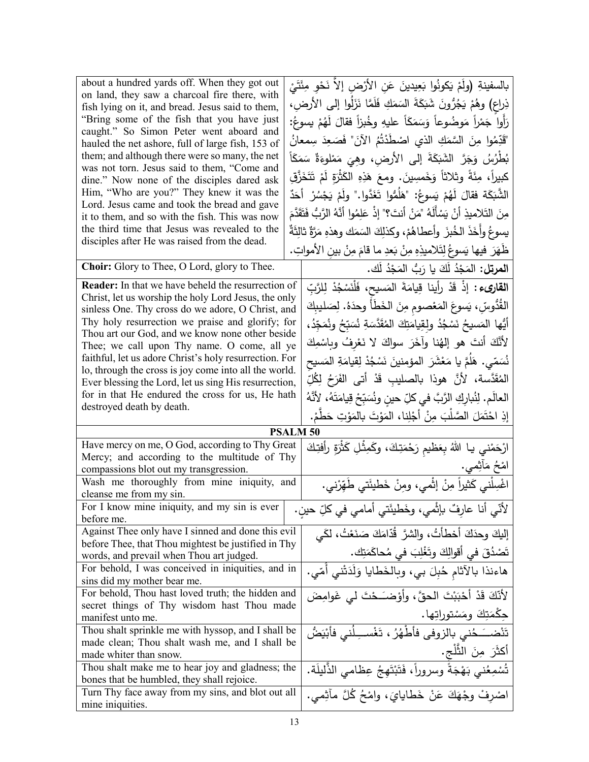| | |
|---|---|
| about a hundred yards off. When they got out on land, they saw a charcoal fire there, with fish lying on it, and bread. Jesus said to them, "Bring some of the fish that you have just caught." So Simon Peter went aboard and hauled the net ashore, full of large fish, 153 of them; and although there were so many, the net was not torn. Jesus said to them, "Come and dine." Now none of the disciples dared ask Him, "Who are you?" They knew it was the Lord. Jesus came and took the bread and gave it to them, and so with the fish. This was now the third time that Jesus was revealed to the disciples after He was raised from the dead. | بالسفينةِ (ولَمْ يَكونُوا بَعِيدينَ عَنِ الأرْضِ إلاَّ نَحْوِ مِئَتَيْ ذِراعٍ) وهُمْ يَجُرُّونَ شَبَكَةَ السَمَكِ فَلَمَّا نَزَلُوا إلى الأرضِ، رَأَوا جَمْراً مَوضُوعاً وَسَمَكاً عليهِ وخُبزاً فقالَ لَهُمْ يسوعُ: "قَدِّمُوا مِنَ السَّمَكِ الذي اصْطَدْتُمُ الآنَ" فَصَعِدَ سِمعانُ بُطْرُسُ وَجَرَّ الشَبَكَةَ إلى الأرضِ، وهِيَ مَمْلوءَةٌ سَمَكاً كبيراً، مِئَةً وثلاثاً وَخَمسِينَ. ومعَ هَذِهِ الكَثْرَةِ لَمْ تَتَخَرَّقِ الشَّبَكَة فقالَ لَهُمْ يَسوعُ: "هَلُمُّوا تَغَدَّوا." ولَمْ يَجْسُرْ أحَدٌ مِنَ التَلاميذِ أنْ يَسْأَلَهُ "مَنْ أنتَ؟" إذْ عَلِمُوا أنَّهُ الرَّبُّ فَتَقَدَّمَ يسوعُ وأَخَذَ الخُبزَ وأعطاهُمْ، وكذلِكَ السَمَك وهذهِ مَرَّةٌ ثالِثَةٌ ظَهَرَ فيها يَسوعُ لِتَلاميذِهِ مِنْ بَعدِ ما قامَ مِنْ بينِ الأمواتِ. |
| **Choir:** Glory to Thee, O Lord, glory to Thee. | **المرتل:** المَجْدُ لَكَ يا رَبُّ المَجْدُ لَك. |
| **Reader:** In that we have beheld the resurrection of Christ, let us worship the holy Lord Jesus, the only sinless One. Thy cross do we adore, O Christ, and Thy holy resurrection we praise and glorify; for Thou art our God, and we know none other beside Thee; we call upon Thy name. O come, all ye faithful, let us adore Christ's holy resurrection. For lo, through the cross is joy come into all the world. Ever blessing the Lord, let us sing His resurrection, for in that He endured the cross for us, He hath destroyed death by death. | **القارىء:** إذْ قَدْ رأينا قِيامَةَ المَسيحِ، فَلْنَسْجُدْ لِلرَّبِّ القُدُّوسِ، يَسوعَ المَعْصومِ مِنَ الخَطَأ وحدَهُ. لِصَليبِكَ أيُّها المَسيحُ نَسْجُدُ ولِقِيامَتِكَ المُقَدَّسَةِ نُسَبِّحُ ونُمَجِّدُ، لأنَّكَ أنتَ هو إلهُنا وآخَرَ سواكَ لا نَعْرِفُ وباسْمِكَ نُسَمّي. هَلُمَّ يا مَعْشَرَ المؤمنينَ نَسْجُدْ لِقيامَةِ المَسيحِ المُقَدَّسة، لأنَّ هوذا بالصليبِ قَدْ أتى الفَرَحُ لِكُلِّ العالَم. لِنُبارِكِ الرَّبَّ في كلِّ حينٍ ونُسَبِّحْ قِيامَتَهُ، لأنَّهُ إذِ احْتَمَلَ الصَّلْبَ مِنْ أجْلِنا، المَوْتَ بالمَوْتِ حَطَّمْ. |
| **PSALM 50** | |
| Have mercy on me, O God, according to Thy Great Mercy; and according to the multitude of Thy compassions blot out my transgression. | ارْحَمْني يا اللهُ بِعَظيمِ رَحْمَتِكَ، وكَمِثْلِ كَثْرَةِ رأفتِكَ امْحُ مَآثِمي. |
| Wash me thoroughly from mine iniquity, and cleanse me from my sin. | اغْسِلْني كَثيراً مِنْ إثْمي، ومِنْ خَطيئَتي طَهِّرْني. |
| For I know mine iniquity, and my sin is ever before me. | لأنّي أنا عارِفٌ بإثْمي، وخَطيئَتي أمامي في كلِّ حينٍ. |
| Against Thee only have I sinned and done this evil before Thee, that Thou mightest be justified in Thy words, and prevail when Thou art judged. | إليكَ وحدَكَ أخطأتُ، والشرَّ قُدّامَكَ صَنَعْتُ، لكَي تَصْدُقَ في أقوالِكَ وتَغْلِبَ في مُحاكَمَتِك. |
| For behold, I was conceived in iniquities, and in sins did my mother bear me. | هاءنذا بالآثامِ حُبِلَ بي، وبالخَطايا وَلَدَتْني أُمّي. |
| For behold, Thou hast loved truth; the hidden and secret things of Thy wisdom hast Thou made manifest unto me. | لأنَّكَ قَدْ أحْبَبْتَ الحقَّ، وأوْضَحْتَ لي غَوامِضَ حِكْمَتِكَ ومَسْتوراتِها. |
| Thou shalt sprinkle me with hyssop, and I shall be made clean; Thou shalt wash me, and I shall be made whiter than snow. | تَنْضَحُني بالزوفى فأطْهُرُ، تَغْسِلُني فأبْيَضُّ أكثَرَ مِنَ الثَّلْج. |
| Thou shalt make me to hear joy and gladness; the bones that be humbled, they shall rejoice. | تُسْمِعُني بَهْجَةً وسروراً، فَتَبْتَهِجُ عِظامي الذَّليلَة. |
| Turn Thy face away from my sins, and blot out all mine iniquities. | اصْرِفْ وجْهَكَ عَنْ خَطايايَ، وامْحُ كُلَّ مآثِمي. |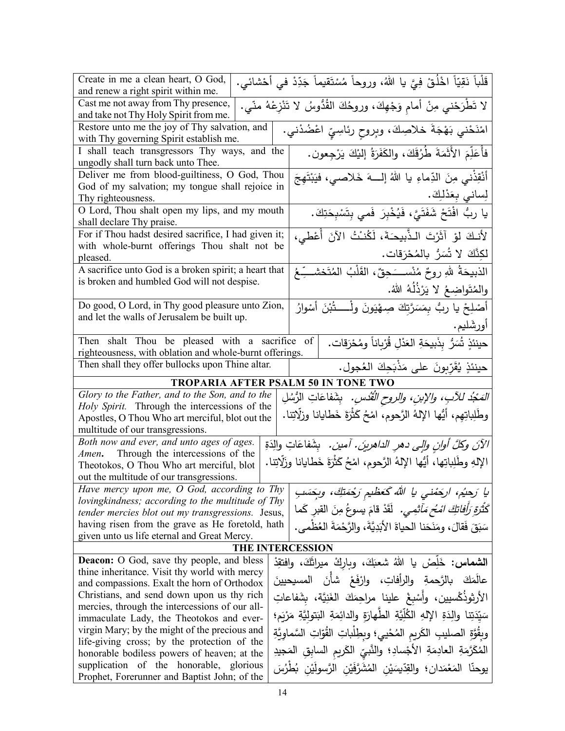| | |
|---|---|
| Create in me a clean heart, O God, and renew a right spirit within me. | قَلْباً نَقِيّاً اخْلُقْ فِيَّ يا اللهُ، وروحاً مُسْتَقيماً جَدِّدْ في أحْشائي. |
| Cast me not away from Thy presence, and take not Thy Holy Spirit from me. | لا تَطْرَحْني مِنْ أمامِ وَجْهِكَ، وروحُكَ القُدُّوسُ لا تَنْزِعْهُ منّي. |
| Restore unto me the joy of Thy salvation, and with Thy governing Spirit establish me. | امْنَحْني بَهْجَةَ خلاصِكَ، وبِروحٍ رئاسِيٍّ اعْضُدْني. |
| I shall teach transgressors Thy ways, and the ungodly shall turn back unto Thee. | فأُعَلِّمَ الأَثَمَةَ طُرُقَكَ، والكَفَرَةُ إليْكَ يَرْجِعون. |
| Deliver me from blood-guiltiness, O God, Thou God of my salvation; my tongue shall rejoice in Thy righteousness. | أنْقِذْني مِنَ الدِّماءِ يا اللهُ إلــهَ خَلاصي، فيَبْتَهِجَ لِساني بِعَدْلِكَ. |
| O Lord, Thou shalt open my lips, and my mouth shall declare Thy praise. | يا ربُّ افْتَحْ شَفَتَيَّ، فَيُخْبِرَ فَمي بِتَسْبِحَتِكَ. |
| For if Thou hadst desired sacrifice, I had given it; with whole-burnt offerings Thou shalt not be pleased. | لأنـكَ لوْ آثَرْتَ الـذَّبيحـةَ، لَكُنْتُ الآنَ أُعْطي، لكِنَّكَ لا تُسَرُّ بالمُحْرَقات. |
| A sacrifice unto God is a broken spirit; a heart that is broken and humbled God will not despise. | الذبيحَةُ للهِ روحٌ مُنْسَــحِقٌ، القَلْبُ المُتَخشــِّعُ والمُتَواضِعُ لا يَرْذُلُهُ اللهُ. |
| Do good, O Lord, in Thy good pleasure unto Zion, and let the walls of Jerusalem be built up. | أَصْلِحْ يا ربُّ بِمَسَرَّتِكَ صِهْيَونَ ولْـتُبْنَ أسْوارُ أورشَليم. |
| Then shalt Thou be pleased with a sacrifice of righteousness, with oblation and whole-burnt offerings. | حينئذٍ تُسَرُّ بِذَبيحَةِ العَدْلِ قُرْباناً ومُحْرَقات. |
| Then shall they offer bullocks upon Thine altar. | حينئذٍ يُقَرِّبونَ على مَذْبَحِكَ العُجول. |

## TROPARIA AFTER PSALM 50 IN TONE TWO

| | |
|---|---|
| *Glory to the Father, and to the Son, and to the Holy Spirit.* Through the intercessions of the Apostles, O Thou Who art merciful, blot out the multitude of our transgressions. | *المَجْدُ للآبِ، والإبنِ، والروحِ القُدُس.* بشَفاعَاتِ الرُّسُلِ وطَلِباتِهِم، أيُّها الإلهُ الرَّحوم، امْحُ كَثْرَةَ خَطايانا وزلّاتِنا. |
| *Both now and ever, and unto ages of ages. Amen.* Through the intercessions of the Theotokos, O Thou Who art merciful, blot out the multitude of our transgressions. | *الآنَ وكلَّ أوانٍ وإلى دهرِ الداهرينَ. آمين.* بشَفاعَاتِ والِدَةِ الإلهِ وطَلِباتِها، أيُّها الإلهُ الرَّحوم، امْحُ كَثْرَةَ خَطايانا وزلّاتِنا. |
| *Have mercy upon me, O God, according to Thy lovingkindness; according to the multitude of Thy tender mercies blot out my transgressions.* Jesus, having risen from the grave as He foretold, hath given unto us life eternal and Great Mercy. | *يا رَحيُم، ارحَمْني يا اللهُ كَعَظيمِ رَحْمَتِكَ، وبِحَسَبِ كَثْرَةِ رَأفاتِكَ امْحُ مَآثِمي.* لَقَدْ قامَ يسوعُ مِنَ القبرِ كَما سَبَقَ فَقالَ، ومَنَحَنا الحياةَ الأبَدِيَّةَ، والرَّحْمَةَ العُظْمى. |

## THE INTERCESSION

| | |
|---|---|
| **Deacon:** O God, save thy people, and bless thine inheritance. Visit thy world with mercy and compassions. Exalt the horn of Orthodox Christians, and send down upon us thy rich mercies, through the intercessions of our all-immaculate Lady, the Theotokos and ever-virgin Mary; by the might of the precious and life-giving cross; by the protection of the honorable bodiless powers of heaven; at the supplication of the honorable, glorious Prophet, Forerunner and Baptist John; of the | **الشماس:** خَلِّصْ يا اللهُ شعبَكَ، وبارِكْ ميراثَكَ، وافتقِدْ عالَمَكَ بالرَّحمةِ والرأفاتِ، وارْفَعْ شأْنَ المسيحيينَ الأرثوذُكْسيين، وأَسْبِغْ علينا مراحِمَكَ الغَنِيَّة، بِشَفاعاتِ سَيِّدَتِنا والِدَةِ الإلهِ الكُلِّيَّةِ الطَّهارَةِ والدائِمَةِ البَتولِيَّةِ مَرْيَم؛ وبِقُوَّةِ الصليبِ الكَريمِ المُحْيي؛ وبِطِلْباتِ القُوّاتِ السَّماوِيَّةِ المُكَرَّمَةِ العادِمَةِ الأجْسادِ؛ والنَّبِيِّ الكَريمِ السابِقِ المَجيدِ يوحنّا المَعْمَدان؛ والقِدّيسَيْنِ المُشَرَّفَيْنِ الرَّسولَيْنِ بُطْرُسَ |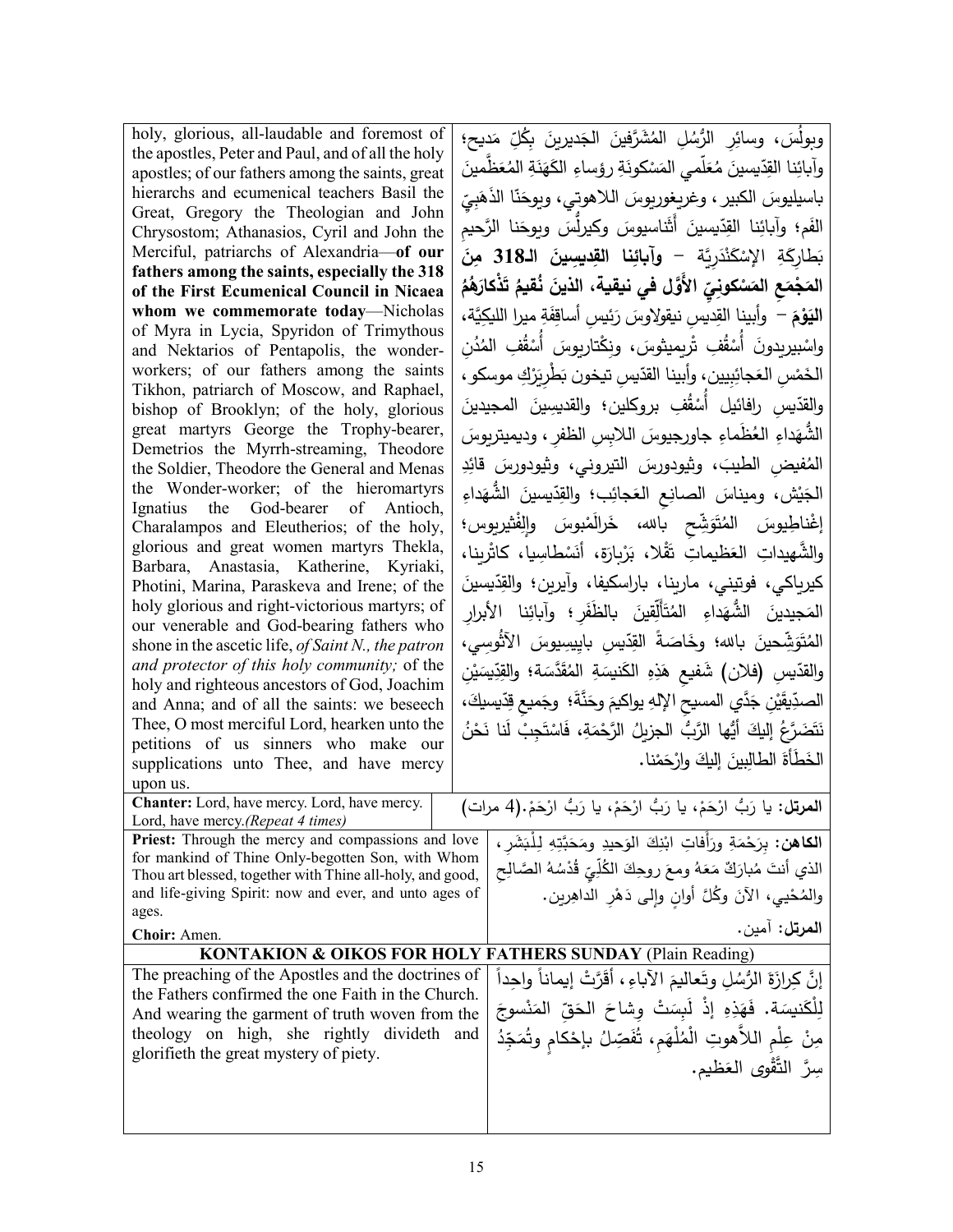| | |
|---|---|
| holy, glorious, all-laudable and foremost of the apostles, Peter and Paul, and of all the holy apostles; of our fathers among the saints, great hierarchs and ecumenical teachers Basil the Great, Gregory the Theologian and John Chrysostom; Athanasios, Cyril and John the Merciful, patriarchs of Alexandria—**of our fathers among the saints, especially the 318 of the First Ecumenical Council in Nicaea whom we commemorate today**—Nicholas of Myra in Lycia, Spyridon of Trimythous and Nektarios of Pentapolis, the wonder-workers; of our fathers among the saints Tikhon, patriarch of Moscow, and Raphael, bishop of Brooklyn; of the holy, glorious great martyrs George the Trophy-bearer, Demetrios the Myrrh-streaming, Theodore the Soldier, Theodore the General and Menas the Wonder-worker; of the hieromartyrs Ignatius the God-bearer of Antioch, Charalampos and Eleutherios; of the holy, glorious and great women martyrs Thekla, Barbara, Anastasia, Katherine, Kyriaki, Photini, Marina, Paraskeva and Irene; of the holy glorious and right-victorious martyrs; of our venerable and God-bearing fathers who shone in the ascetic life, *of Saint N., the patron and protector of this holy community;* of the holy and righteous ancestors of God, Joachim and Anna; and of all the saints: we beseech Thee, O most merciful Lord, hearken unto the petitions of us sinners who make our supplications unto Thee, and have mercy upon us. | وبولُسَ، وسائِرِ الرُّسُلِ المُشَرَّفينَ الجَديرينَ بكُلِّ مَديح؛ وآبائِنا القِدّيسينَ مُعَلّمي المَسْكونَةِ رؤساءِ الكَهَنَةِ المُعَظَّمينَ باسيليوسَ الكبير، وغريغوريوسَ اللاهوتي، ويوحَنّا الذَهَبِيِّ الفَم؛ وآبائِنا القِدّيسينَ أَثَناسيوسَ وكيرِلُّسَ ويوحَنا الرَّحيمِ بَطارِكَةِ الإسْكَنْدَرِيَّة – **وآبائِنا القِديسينَ الـ318 مِنَ المَجْمَعِ المَسْكونِيِّ الأَوَّلِ في نيقية، الذينَ نُقيمُ تَذْكارَهُمُ اليَوْمَ** – وأبينا القِديسِ نيقولاوسَ رَئيسِ أساقِفَةِ ميرا الليكِيَّة، واسْبيريدونَ أُسْقُفِ تْريميثوسَ، ونِكْتاريوسَ أُسْقُفِ المُدُنِ الخَمْسِ العَجائِبِيينَ، وأبينا القدّيسِ تيخون بَطْرِيَرْكِ موسكو، والقدّيسِ رافائيل أُسْقُفِ بروكلين؛ والقديسينَ المجيدينَ الشُّهَداءِ العُظَماءِ جاورجيوسَ اللابِسِ الظفرِ، وديميتريوسَ المُفيضِ الطيبَ، وثيودورسَ التيروني، وثيودورسَ قائِدِ الجَيْش، وميناسَ الصانِعِ العَجائِب؛ والقِدّيسينَ الشُّهَداءِ إغْناطِيوسَ المُتَوَشِّحِ بالله، خَرالَمْبوسَ والِفْثيريوس؛ والشَّهيداتِ العَظيماتِ تَقْلا، بَرْبارَة، أنَسْطاسِيا، كاثْرينا، كيرياكي، فوتيني، مارينا، باراسكيفا، وآيرين؛ والقِدّيسينَ المَجيدينَ الشُّهَداءِ المُتَأَلِّقينَ بالظَفَرِ؛ وآبائِنا الأبرارِ المُتَوَشِّحينَ بالله؛ وخاصَّةً القِدّيسِ بايسِيوسَ الآثُوسي، والقدّيسِ (فلان) شَفيعِ هَذِهِ الكَنيسَةِ المُقَدَّسَة؛ والقِدّيسَيْنِ الصدِّيقَيْنِ جَدَّي المسيحِ الإلهِ يواكيمَ وحَنَّةَ؛ وجَميعِ قِدّيسيكَ، نَتَضَرَّعُ إليكَ أيُّها الرَّبُّ الجزيلُ الرَّحْمَةِ، فَاسْتَجِبْ لَنا نَحْنُ الخَطَأَةَ الطالِبينَ إليكَ وارْحَمْنا. |
| **Chanter:** Lord, have mercy. Lord, have mercy. Lord, have mercy.*(Repeat 4 times)* | **المرتل:** يا رَبُّ ارْحَمْ، يا رَبُّ ارْحَمْ، يا رَبُّ ارْحَمْ.(4 مرات) |
| **Priest:** Through the mercy and compassions and love for mankind of Thine Only-begotten Son, with Whom Thou art blessed, together with Thine all-holy, and good, and life-giving Spirit: now and ever, and unto ages of ages. | **الكاهن:** بِرَحْمَةِ ورَأَفاتِ ابْنِكَ الوَحيدِ ومَحَبَّتِهِ لِلْبَشَرِ، الذي أنتَ مُبارَكٌ مَعَهُ ومعَ روحِكَ الكُلِّيِّ قُدْسُهُ الصَّالِحِ والمُحْيي، الآنَ وكُلَّ أوانٍ وإلى دَهْرِ الداهِرين. |
| **Choir:** Amen. | **المرتل:** آمين. |

## KONTAKION & OIKOS FOR HOLY FATHERS SUNDAY (Plain Reading)

| | |
|---|---|
| The preaching of the Apostles and the doctrines of the Fathers confirmed the one Faith in the Church. And wearing the garment of truth woven from the theology on high, she rightly divideth and glorifieth the great mystery of piety. | إنَّ كِرازَةَ الرُّسُلِ وتَعاليمَ الآباءِ، أَقَرَّتْ إيماناً واحِداً لِلْكَنيسَة. فَهَذِهِ إذْ لَبِسَتْ وِشاحَ الحَقِّ المَنْسوجَ مِنْ عِلْمِ اللاَّهوتِ الْمُلْهَمِ، تُفَصِّلُ بإحْكامٍ وتُمَجِّدُ سِرَّ التَّقْوى العَظيم. |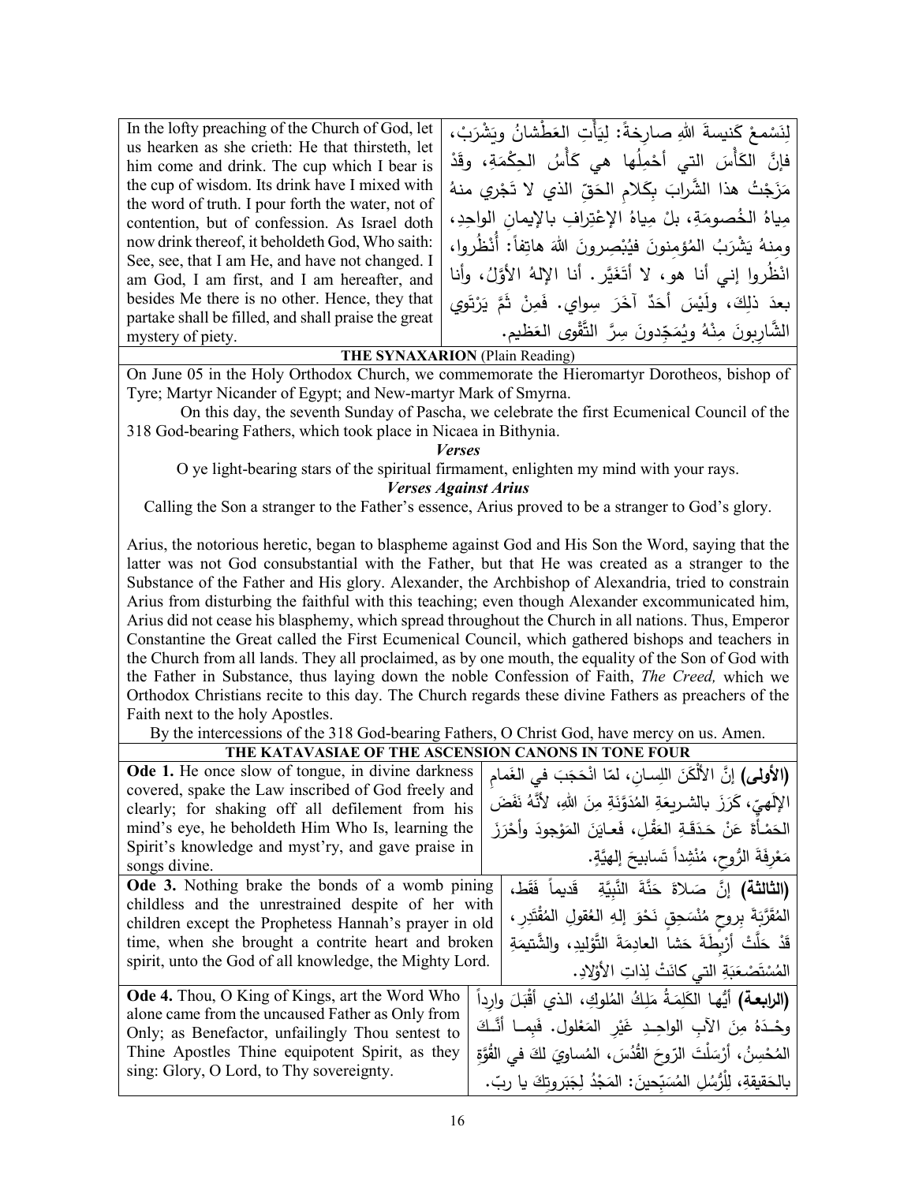| In the lofty preaching of the Church of God, let us hearken as she crieth: He that thirsteth, let him come and drink. The cup which I bear is the cup of wisdom. Its drink have I mixed with the word of truth. I pour forth the water, not of contention, but of confession. As Israel doth now drink thereof, it beholdeth God, Who saith: See, see, that I am He, and have not changed. I am God, I am first, and I am hereafter, and besides Me there is no other. Hence, they that partake shall be filled, and shall praise the great mystery of piety. | لِنَسْمعْ كَنيسةَ اللهِ صارِخةً: لِيَأْتِ العَطْشانُ ويَشْرَبْ، فإنَّ الكَأْسَ التي أحْمِلُها هي كَأْسُ الحِكْمَةِ، وقَدْ مَزَجْتُ هذا الشَّرابَ بِكَلامِ الحَقِّ الذي لا تَجْري منهُ مِياهُ الخُصومَةِ، بلْ مِياهُ الإعْتِرافِ بالإيمانِ الواحِدِ، ومِنهُ يَشْرَبُ المُؤمِنونَ فيُبْصِرونَ اللهَ هاتِفاً: أُنْظُروا، انْظُروا إني أنا هو، لا أتَغَيَّر. أنا الإلهُ الأوَّلُ، وأنا بعدَ ذلِكَ، ولَيْسَ أحَدٌ آخَرَ سِواي. فَمِنْ ثَمَّ يَرْتَوي الشَّارِبونَ مِنْهُ ويُمَجِّدونَ سِرَّ التَّقْوى العَظيم. |
|---|---|

**THE SYNAXARION** (Plain Reading)

On June 05 in the Holy Orthodox Church, we commemorate the Hieromartyr Dorotheos, bishop of Tyre; Martyr Nicander of Egypt; and New-martyr Mark of Smyrna.

On this day, the seventh Sunday of Pascha, we celebrate the first Ecumenical Council of the 318 God-bearing Fathers, which took place in Nicaea in Bithynia.

***Verses***

O ye light-bearing stars of the spiritual firmament, enlighten my mind with your rays.

***Verses Against Arius***

Calling the Son a stranger to the Father's essence, Arius proved to be a stranger to God's glory.

Arius, the notorious heretic, began to blaspheme against God and His Son the Word, saying that the latter was not God consubstantial with the Father, but that He was created as a stranger to the Substance of the Father and His glory. Alexander, the Archbishop of Alexandria, tried to constrain Arius from disturbing the faithful with this teaching; even though Alexander excommunicated him, Arius did not cease his blasphemy, which spread throughout the Church in all nations. Thus, Emperor Constantine the Great called the First Ecumenical Council, which gathered bishops and teachers in the Church from all lands. They all proclaimed, as by one mouth, the equality of the Son of God with the Father in Substance, thus laying down the noble Confession of Faith, *The Creed,* which we Orthodox Christians recite to this day. The Church regards these divine Fathers as preachers of the Faith next to the holy Apostles.

By the intercessions of the 318 God-bearing Fathers, O Christ God, have mercy on us. Amen.

**THE KATAVASIAE OF THE ASCENSION CANONS IN TONE FOUR**

| **Ode 1.** He once slow of tongue, in divine darkness covered, spake the Law inscribed of God freely and clearly; for shaking off all defilement from his mind's eye, he beholdeth Him Who Is, learning the Spirit's knowledge and myst'ry, and gave praise in songs divine. | **(الأولى)** إنَّ الأَلْكَنَ اللِسانِ، لمّا انْحَجَبَ في الغَمامِ الإلَهِيّ، كَرَزَ بالشريعَةِ المُدَوَّنَةِ مِنَ اللهِ، لأنَّهُ نَفَضَ الحَمْأَةَ عَنْ حَدَقَةِ العَقْلِ، فَعايَنَ المَوْجودَ وأحْرَزَ مَعْرِفَةَ الرُّوحِ، مُنْشِداً تَسابيحَ إلهيَّةٍ. |
|---|---|
| **Ode 3.** Nothing brake the bonds of a womb pining childless and the unrestrained despite of her with children except the Prophetess Hannah's prayer in old time, when she brought a contrite heart and broken spirit, unto the God of all knowledge, the Mighty Lord. | **(الثالثة)** إنَّ صَلاةَ حَنَّةَ النَّبِيَّةِ قَديماً فَقَط، المُقَرَّبَةَ بروحٍ مُنْسَحِقٍ نَحْوَ إلهِ العُقولِ المُقْتَدِرِ، قَدْ حَلَّتْ أرْبِطَةَ حَشا العادِمَةِ التَّوْليدِ، والشَّتيمَةِ المُسْتَصْعَبَةِ التي كانَتْ لِذاتِ الأوْلادِ. |
| **Ode 4.** Thou, O King of Kings, art the Word Who alone came from the uncaused Father as Only from Only; as Benefactor, unfailingly Thou sentest to Thine Apostles Thine equipotent Spirit, as they sing: Glory, O Lord, to Thy sovereignty. | **(الرابعة)** أيُّها الكَلِمَةُ مَلِكُ المُلوكِ، الذي أقْبَلَ وارِداً وحْدَهُ مِنَ الآبِ الواحِدِ غَيْرِ المَعْلول. فَبِما أنَّكَ المُحْسِنُ، أرْسَلْتَ الرّوحَ القُدُسَ، المُساوِيَ لكَ في القُوَّةِ بالحَقيقةِ، لِلْرُّسُلِ المُسَبِّحينَ: المَجْدُ لِجَبَروتِكَ يا ربّ. |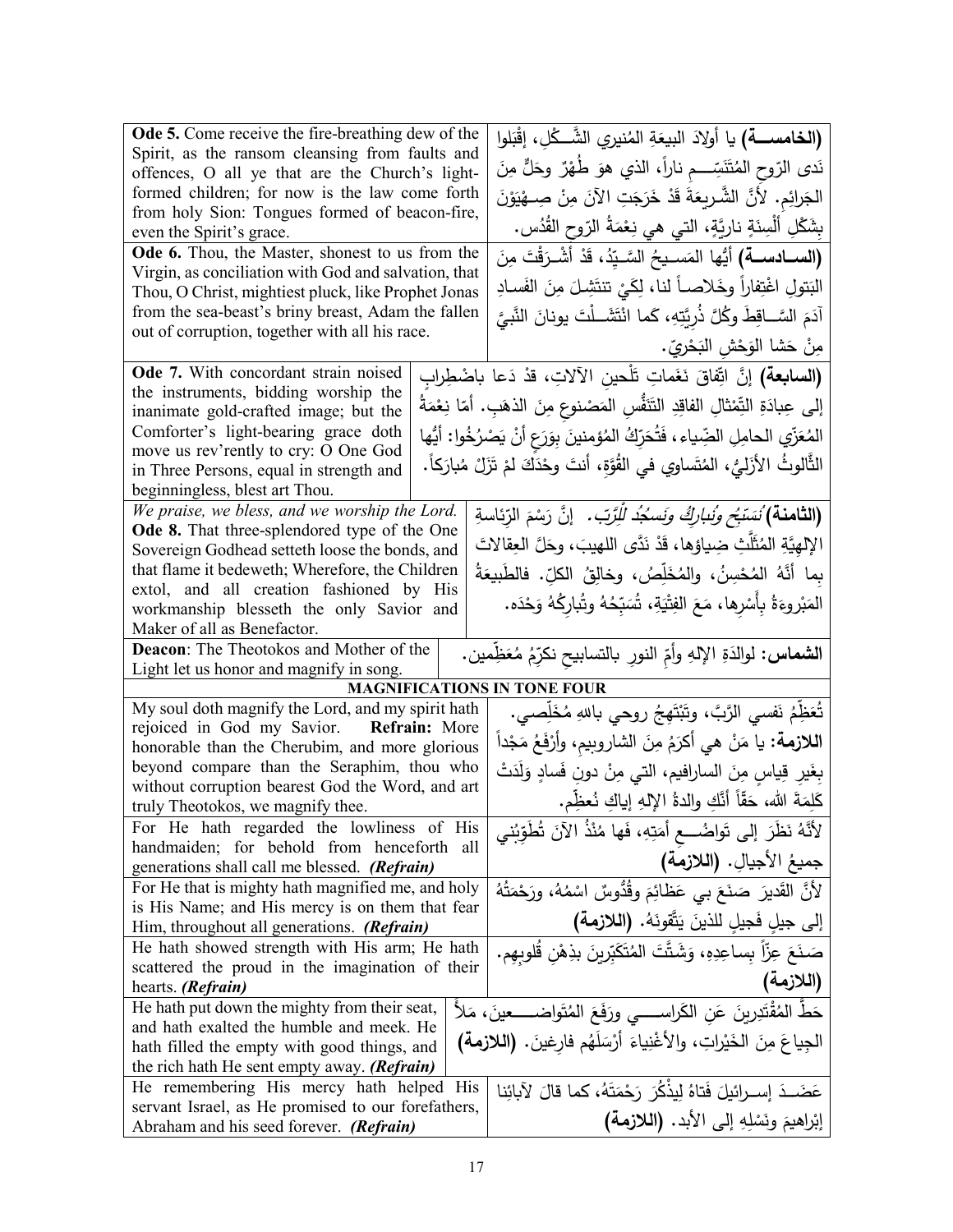| English | Arabic |
|---|---|
| **Ode 5.** Come receive the fire-breathing dew of the Spirit, as the ransom cleansing from faults and offences, O all ye that are the Church's light-formed children; for now is the law come forth from holy Sion: Tongues formed of beacon-fire, even the Spirit's grace. | **(الخامســة)** يا أولادَ البيعَةِ المُنيري الشَّــكْلِ، إقْبَلوا نَدى الرّوحِ المُتَنَسِّــمِ ناراً، الذي هوَ طُهْرٌ وحَلٌّ مِنَ الجَرائِمِ. لأنَّ الشَّريعَةَ قَدْ خَرَجَتِ الآنَ مِنْ صِـهْيَوْنَ بِشَكْلِ أَلْسِنَةٍ ناريَّةٍ، التي هي نِعْمَةُ الرّوحِ القُدُس. |
| **Ode 6.** Thou, the Master, shonest to us from the Virgin, as conciliation with God and salvation, that Thou, O Christ, mightiest pluck, like Prophet Jonas from the sea-beast's briny breast, Adam the fallen out of corruption, together with all his race. | **(الســادســة)** أيُّها المَسـيحُ السَّـيِّدُ، قَدْ أشْـرَقْتَ مِنَ البَتولِ اغْتِفاراً وخَلاصــاً لنا، لِكَيْ تنتَشِـلَ مِنَ الفَسادِ آدَمَ السَّــاقِطَ وكُلَّ ذُرِيَّتِهِ، كَما انْتَشَــلْتَ يونانَ النَّبيَّ مِنْ حَشا الوَحْشِ البَحْرِيّ. |
| **Ode 7.** With concordant strain noised the instruments, bidding worship the inanimate gold-crafted image; but the Comforter's light-bearing grace doth move us rev'rently to cry: O One God in Three Persons, equal in strength and beginningless, blest art Thou. | **(السابعة)** إنَّ اتِّفاقَ نَغَماتِ تَلْحينِ الآلاتِ، قدْ دَعا باضْطِرابٍ إلى عِبادَةِ التِّمْثالِ الفاقِدِ التَنَفُّسِ المَصْنوعِ مِنَ الذهَبِ. أمّا نِعْمَةُ المُعَزّي الحامِلِ الضِّياء، فَتُحَرِّكُ المُؤمِنينَ بِوَرَعٍ أنْ يَصْرُخوا: أيُّها الثَّالوثُ الأزَليُّ، المُتَساوي في القُوَّةِ، أنتَ وحْدَكَ لمْ تَزَلْ مُبارَكاً. |
| *We praise, we bless, and we worship the Lord.* **Ode 8.** That three-splendored type of the One Sovereign Godhead setteth loose the bonds, and that flame it bedeweth; Wherefore, the Children extol, and all creation fashioned by His workmanship blesseth the only Savior and Maker of all as Benefactor. | **(الثامنة)** *نُسَبِّحُ وَنُبارِكُ وَنَسجُدُ لِلْرَّبِّ.* إنَّ رَسْمَ الرِّئاسةِ الإلهيَّةِ المُثَلَّثَ ضِياؤها، قَدْ نَدَّى اللهيبَ، وحَلَّ العِقالاتَ بما أنَّهُ المُحْسِنُ، والمُخَلِّصُ، وخالِقُ الكلِّ. فالطَبيعَةُ المَبْروءةُ بِأَسْرِها، مَعَ الفِتْيَةِ، تُسَبِّحُهُ وتُبارِكُهُ وَحْدَه. |
| **Deacon**: The Theotokos and Mother of the Light let us honor and magnify in song. | **الشماس:** لوالدَةِ الإلهِ وأمِّ النورِ بالتسابيحِ نكرِّمُ مُعَظِّمين. |

**MAGNIFICATIONS IN TONE FOUR**

| English | Arabic |
|---|---|
| My soul doth magnify the Lord, and my spirit hath rejoiced in God my Savior. **Refrain:** More honorable than the Cherubim, and more glorious beyond compare than the Seraphim, thou who without corruption bearest God the Word, and art truly Theotokos, we magnify thee. | تُعَظِّمُ نَفسي الرَّبَّ، وتَبْتَهِجُ روحي باللهِ مُخَلِّصي. **اللازمة:** يا مَنْ هي أكرَمُ مِنَ الشاروبيمِ، وأرْفَعُ مَجْداً بِغَيرِ قِياسٍ مِنَ السارافيم، التي مِنْ دونِ فَسادٍ وَلَدَتْ كَلِمَةَ الله، حَقّاً أنَّكِ والدةُ الإلهِ إياكِ نُعظِّم. |
| For He hath regarded the lowliness of His handmaiden; for behold from henceforth all generations shall call me blessed. *(Refrain)* | لأنَّهُ نَظَرَ إلى تَواضُـــعِ أَمَتِهِ، فَها مُنْذُ الآنَ تُطَوِّبُني جميعُ الأجيالِ. **(اللازمة)** |
| For He that is mighty hath magnified me, and holy is His Name; and His mercy is on them that fear Him, throughout all generations. *(Refrain)* | لأنَّ القَديرَ صَنَعَ بي عَظائِمَ وقُدُّوسٌ اسْمُهُ، ورَحْمَتُهُ إلى جيلٍ فَجيلٍ للذينَ يَتَّقونَهُ. **(اللازمة)** |
| He hath showed strength with His arm; He hath scattered the proud in the imagination of their hearts. *(Refrain)* | صَنَعَ عِزّاً بِساعِدِهِ، وَشَتَّتَ المُتَكَبِّرينَ بذِهْنِ قُلوبِهِم. **(اللازمة)** |
| He hath put down the mighty from their seat, and hath exalted the humble and meek. He hath filled the empty with good things, and the rich hath He sent empty away. *(Refrain)* | حَطَّ المُقْتَدِرينَ عَنِ الكَراســـي ورَفَعَ المُتَواضِـــعينَ، مَلأَ الجِياعَ مِنَ الخَيْراتِ، والأغْنِياءَ أرْسَلَهُم فارِغينَ. **(اللازمة)** |
| He remembering His mercy hath helped His servant Israel, as He promised to our forefathers, Abraham and his seed forever. *(Refrain)* | عَضَـدَ إسـرائيلَ فَتاهُ لِيذْكُرَ رَحْمَتَهُ، كما قالَ لآبائِنا إبْراهيمَ ونَسْلِهِ إلى الأبد. **(اللازمة)** |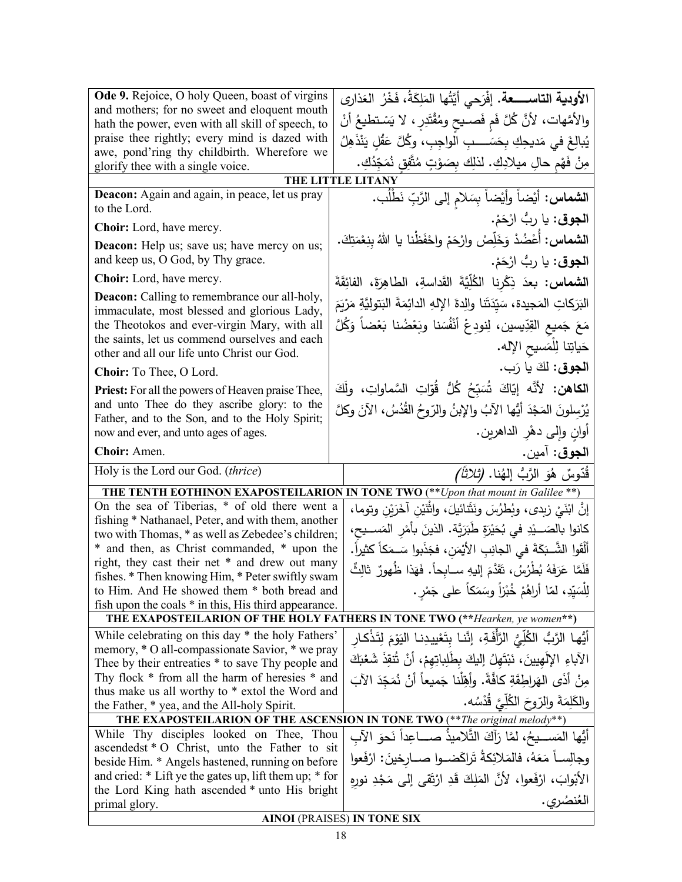| | |
|---|---|
| **Ode 9.** Rejoice, O holy Queen, boast of virgins and mothers; for no sweet and eloquent mouth hath the power, even with all skill of speech, to praise thee rightly; every mind is dazed with awe, pond'ring thy childbirth. Wherefore we glorify thee with a single voice. | **الأودية التاســـعة.** إفْرَحي أيَّتُها المَلِكَةُ، فَخْرُ العَذارى والأمَّهات، لأنَّ كُلَّ فَمٍ فَصيحٍ ومُقْتَدِرٍ، لا يَسْتَطيعُ أنْ يُبالِغَ في مَديحِكِ بِحَسَــبِ الواجِبِ، وكُلَّ عَقْلٍ يَنْذَهِلُ مِنْ فَهْمِ حالِ ميلادِكِ. لذلِكِ بِصَوْتٍ مُتَّفِقٍ نُمَجِّدُكِ. |

**THE LITTLE LITANY**

| | |
|---|---|
| **Deacon:** Again and again, in peace, let us pray to the Lord. | **الشماس:** أيْضاً وأيْضاً بِسَلامٍ إلى الرَّبِّ نَطْلُب. |
| **Choir:** Lord, have mercy. | **الجوق:** يا ربُّ ارْحَمْ. |
| **Deacon:** Help us; save us; have mercy on us; and keep us, O God, by Thy grace. | **الشماس:** أُعْضُدْ وَخَلِّصْ وارْحَمْ واحْفَظْنا يا اللهُ بِنِعْمَتِكَ. |
| **Choir:** Lord, have mercy. | **الجوق:** يا ربُّ ارْحَمْ. |
| **Deacon:** Calling to remembrance our all-holy, immaculate, most blessed and glorious Lady, the Theotokos and ever-virgin Mary, with all the saints, let us commend ourselves and each other and all our life unto Christ our God. | **الشماس:** بعدَ ذِكْرِنا الكُلِّيَّةَ القَداسةِ، الطاهِرَةَ، الفائِقَةَ البَرَكاتِ المَجيدة، سَيِّدَتَنا والِدةَ الإلهِ الدائِمَةَ البَتوليَّةِ مَرْيَمَ مَعَ جَميعِ القِدّيسين، لِنودِعْ أنْفُسَنا وبَعْضُنا بَعْضاً وَكُلَّ حَياتِنا لِلْمَسيحِ الإله. |
| **Choir:** To Thee, O Lord. | **الجوق:** لكَ يا رَب. |
| **Priest:** For all the powers of Heaven praise Thee, and unto Thee do they ascribe glory: to the Father, and to the Son, and to the Holy Spirit; now and ever, and unto ages of ages. | **الكاهن:** لأنَّه إيّاكَ تُسَبِّحُ كُلُّ قُوّاتِ السَّماواتِ، ولَكَ يُرْسِلونَ المَجْدَ أيُّها الآبُ والإبنُ والرّوحُ القُدُسُ، الآنَ وكلَّ أوانٍ وإلى دهْرِ الداهرين. |
| **Choir:** Amen. | **الجوق:** آمين. |
| Holy is the Lord our God. (*thrice*) | قُدّوسٌ هُوَ الرَّبُّ إلهُنا. *(ثلاثاً)* |

**THE TENTH EOTHINON EXAPOSTEILARION IN TONE TWO** (\*\**Upon that mount in Galilee* \*\*)

| | |
|---|---|
| On the sea of Tiberias, * of old there went a fishing * Nathanael, Peter, and with them, another two with Thomas, * as well as Zebedee's children; * and then, as Christ commanded, * upon the right, they cast their net * and drew out many fishes. * Then knowing Him, * Peter swiftly swam to Him. And He showed them * both bread and fish upon the coals * in this, His third appearance. | إنَّ ابْنَيْ زبدى، وبُطرُسَ ونَثَنائيلَ، واثْنَيْنِ آخَرَيْنِ وتوما، كانوا بالصَــيْدِ في بُحَيْرَةِ طَبَرِيَّة. الذينَ بأمْرِ المَســيحِ، أَلْقَوا الشَّـبَكَةَ في الجانِبِ الأيْمَنِ، فجَذَبوا سَـمَكاً كثيراً. فَلَمَّا عَرَفَهُ بُطْرُسُ، تَقَدَّمَ إليهِ سـابِحاً. فَهَذا ظُهورٌ ثالِثٌ لِلْسَيِّدِ، لمّا أراهُمْ خُبْزاً وسَمَكاً على جَمْرٍ. |

**THE EXAPOSTEILARION OF THE HOLY FATHERS IN TONE TWO** (\*\**Hearken, ye women*\*\*)

| | |
|---|---|
| While celebrating on this day * the holy Fathers' memory, * O all-compassionate Savior, * we pray Thee by their entreaties * to save Thy people and Thy flock * from all the harm of heresies * and thus make us all worthy to * extol the Word and the Father, * yea, and the All-holy Spirit. | أيُّها الرَّبُّ الكُلِّيُّ الرَّأفَةِ، إنَّنا بتَعْييدِنا اليَوْمَ لِتَذْكارِ الآباءِ الإلَهِيينَ، نَبْتَهِلُ إليكَ بطَلِباتِهِمْ، أنْ تُنقِذَ شَعْبَكَ مِنْ أذَى الهَراطِقَةِ كافَّةً. وأهِّلْنا جَميعاً أنْ نُمَجِّدَ الآبَ والكَلِمَةَ والرّوحَ الكُلِّيَّ قُدْسُه. |

**THE EXAPOSTEILARION OF THE ASCENSION IN TONE TWO** (\*\**The original melody*\*\*)

| | |
|---|---|
| While Thy disciples looked on Thee, Thou ascendedst * O Christ, unto the Father to sit beside Him. * Angels hastened, running on before and cried: * Lift ye the gates up, lift them up; * for the Lord King hath ascended * unto His bright primal glory. | أيُّها المَســيحُ، لمّا رَآكَ التَّلاميذُ صــاعِداً نَحوَ الآبِ وجالِســاً مَعَهُ، فالمَلائِكَةُ تَراكَضــوا صــارِخينَ: ارْفَعوا الأبْوابَ، ارْفَعوا، لأنَّ المَلِكَ قَدِ ارْتَقى إلى مَجْدِ نورِهِ العُنصُري. |

**AINOI** (PRAISES) **IN TONE SIX**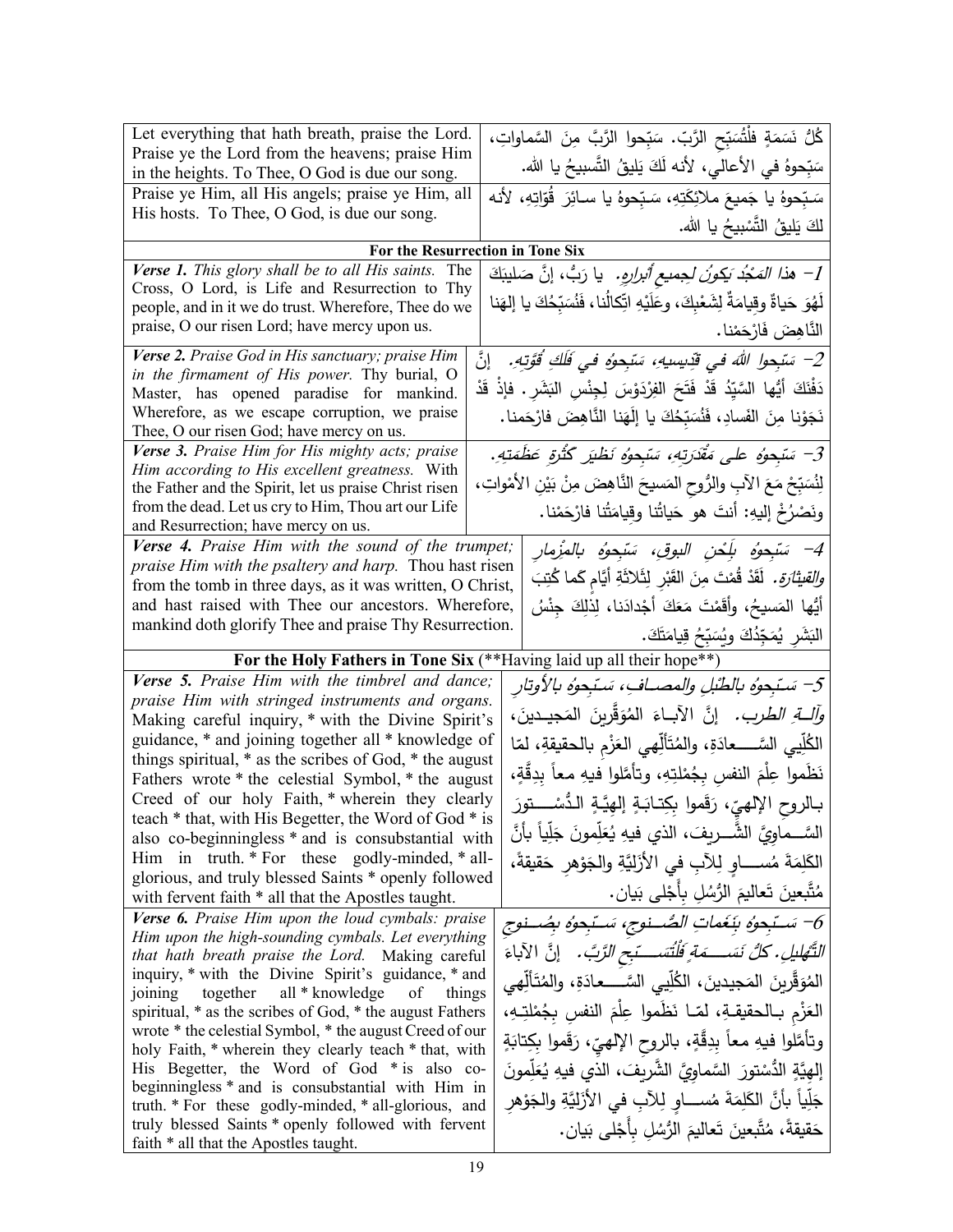| Let everything that hath breath, praise the Lord. Praise ye the Lord from the heavens; praise Him in the heights. To Thee, O God is due our song. | كُلُّ نَسَمَةٍ فلْتُسَبِّحِ الرَّبَّ. سَبِّحوا الرَّبَّ مِنَ السَّماواتِ، سَبِّحوهُ في الأعالي، لأنه لَكَ يَليقُ التَّسبيحُ يا الله. |
|---|---|
| Praise ye Him, all His angels; praise ye Him, all His hosts. To Thee, O God, is due our song. | سَبِّحوهُ يا جَميعَ ملائِكَتِهِ، سَبِّحوهُ يا سائِرَ قُوّاتِهِ، لأنه لكَ يَليقُ التَّسْبيحُ يا الله. |
| **For the Resurrection in Tone Six** | |
| ***Verse 1.*** *This glory shall be to all His saints.* The Cross, O Lord, is Life and Resurrection to Thy people, and in it we do trust. Wherefore, Thee do we praise, O our risen Lord; have mercy upon us. | *1- هذا المَجْدُ يَكونُ لِجميعِ أبرارِهِ.* يا رَبُّ، إنَّ صَليبَكَ لَهُوَ حَياةٌ وقِيامَةٌ لِشَعْبِكَ، وعَلَيْهِ اتِّكالُنا، فَنُسَبِّحُكَ يا إلهَنا النَّاهِضَ فَارْحَمْنا. |
| ***Verse 2.*** *Praise God in His sanctuary; praise Him in the firmament of His power.* Thy burial, O Master, has opened paradise for mankind. Wherefore, as we escape corruption, we praise Thee, O our risen God; have mercy on us. | *2- سَبِّحوا اللهَ في قِدِّيسيهِ، سَبِّحوهُ في فَلَكِ قُوَّتِهِ.* إنَّ دَفْنَكَ أيُّها السَّيِّدُ قَدْ فَتَحَ الفِرْدَوْسَ لِجِنْسِ البَشَرِ. فإذْ قَدْ نَجَوْنا مِنَ الفَسادِ، فَنُسَبِّحُكَ يا إلَهَنا النَّاهِضَ فارْحَمنا. |
| ***Verse 3.*** *Praise Him for His mighty acts; praise Him according to His excellent greatness.* With the Father and the Spirit, let us praise Christ risen from the dead. Let us cry to Him, Thou art our Life and Resurrection; have mercy on us. | *3- سَبِّحوهُ على مَقْدِرَتِهِ، سَبِّحوهُ نَظيرَ كَثْرَةِ عَظَمَتِهِ.* لِنُسَبِّحْ مَعَ الآبِ والرُّوحِ المَسيحَ النَّاهِضَ مِنْ بَيْنِ الأَمْواتِ، ونَصْرُخْ إليهِ: أنتَ هو حَياتُنا وقِيامَتُنا فارْحَمْنا. |
| ***Verse 4.*** *Praise Him with the sound of the trumpet; praise Him with the psaltery and harp.* Thou hast risen from the tomb in three days, as it was written, O Christ, and hast raised with Thee our ancestors. Wherefore, mankind doth glorify Thee and praise Thy Resurrection. | *4- سَبِّحوهُ بِلَحْنِ البوقِ، سَبِّحوهُ بالمِزْمارِ والقيثارَةِ.* لَقَدْ قُمْتَ مِنَ القَبْرِ لِثَلاثَةِ أيَّامٍ كَما كُتِبَ أيُّها المَسيحُ، وأَقَمْتَ مَعَكَ أجْدادَنا، لِذلِكَ جِنْسُ البَشَرِ يُمَجِّدُكَ ويُسَبِّحُ قِيامَتَكَ. |
| **For the Holy Fathers in Tone Six** (**Having laid up all their hope**) | |
| ***Verse 5.*** *Praise Him with the timbrel and dance; praise Him with stringed instruments and organs.* Making careful inquiry, * with the Divine Spirit's guidance, * and joining together all * knowledge of things spiritual, * as the scribes of God, * the august Fathers wrote * the celestial Symbol, * the august Creed of our holy Faith, * wherein they clearly teach * that, with His Begetter, the Word of God * is also co-beginningless * and is consubstantial with Him in truth. * For these godly-minded, * all-glorious, and truly blessed Saints * openly followed with fervent faith * all that the Apostles taught. | *5- سَبِّحوهُ بالطُّبُلِ والمصافِ، سَبِّحوهُ بالأوتارِ وآلةِ الطربِ.* إنَّ الآباءَ المُوَقَّرينَ المَجيدينَ، الكُلِّيي السَّعادَةِ، والمُتَأَلِّهي العَزْمِ بالحقيقةِ، لمّا نَظَموا عِلْمَ النفسِ بِجُمْلَتِهِ، وتأمَّلوا فيهِ معاً بِدِقَّةٍ، بالروحِ الإلهيّ، رَقَموا بِكِتابَةٍ إلهيَّةٍ الدُّسْتورَ السَّماوِيَّ الشَّريفَ، الذي فيهِ يُعلِّمونَ جَلِيّاً بأنَّ الكَلِمَةَ مُساوٍ لِلآبِ في الأَزَلِيَّةِ والجَوْهرِ حَقيقةً، مُتَّبِعينَ تَعاليمَ الرُّسُلِ بِأَجْلى بَيانٍ. |
| ***Verse 6.*** *Praise Him upon the loud cymbals: praise Him upon the high-sounding cymbals. Let everything that hath breath praise the Lord.* Making careful inquiry, * with the Divine Spirit's guidance, * and joining together all * knowledge of things spiritual, * as the scribes of God, * the august Fathers wrote * the celestial Symbol, * the august Creed of our holy Faith, * wherein they clearly teach * that, with His Begetter, the Word of God * is also co-beginningless * and is consubstantial with Him in truth. * For these godly-minded, * all-glorious, and truly blessed Saints * openly followed with fervent faith * all that the Apostles taught. | *6- سَبِّحوهُ بِنَغَماتِ الصُّنوجِ، سَبِّحوهُ بِصُنوجِ التَّهليلِ. كُلُّ نَسَمَةٍ فَلْتُسَبِّحِ الرَّبَّ.* إنَّ الآباءَ المُوَقَّرينَ المَجيدينَ، الكُلِّيي السَّعادَةِ، والمُتَأَلِّهي العَزْمِ بالحقيقةِ، لمّا نَظَموا عِلْمَ النفسِ بِجُمْلَتِهِ، وتأمَّلوا فيهِ معاً بِدِقَّةٍ، بالروحِ الإلهيّ، رَقَموا بِكِتابَةٍ إلهيَّةٍ الدُّسْتورَ السَّماوِيَّ الشَّريفَ، الذي فيهِ يُعَلِّمونَ جَلِيّاً بأنَّ الكَلِمَةَ مُساوٍ لِلآبِ في الأَزَلِيَّةِ والجَوْهرِ حَقيقةً، مُتَّبِعينَ تَعاليمَ الرُّسُلِ بِأَجْلى بَيانٍ. |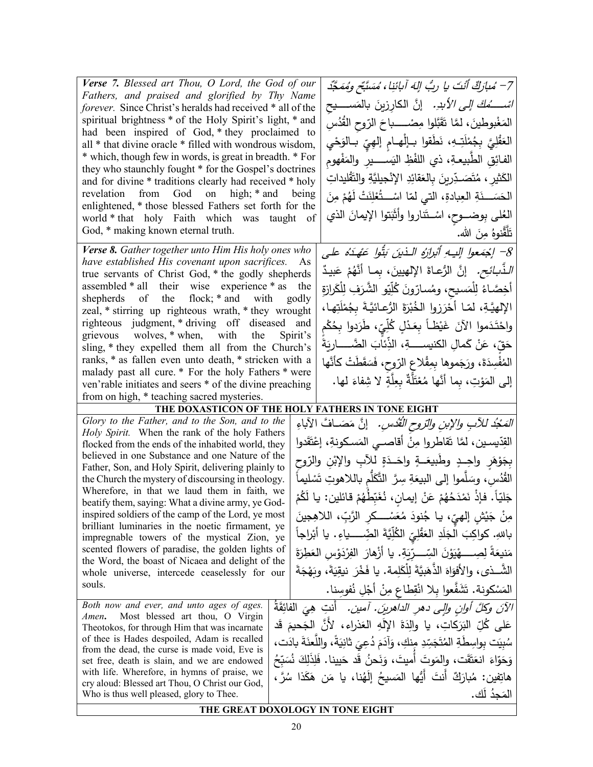| | |
|---|---|
| ***Verse 7.*** *Blessed art Thou, O Lord, the God of our Fathers, and praised and glorified by Thy Name forever.* Since Christ's heralds had received * all of the spiritual brightness * of the Holy Spirit's light, * and had been inspired of God, * they proclaimed to all * that divine oracle * filled with wondrous wisdom, * which, though few in words, is great in breadth. * For they who staunchly fought * for the Gospel's doctrines and for divine * traditions clearly had received * holy revelation from God on high; * and being enlightened, * those blessed Fathers set forth for the world * that holy Faith which was taught of God, * making known eternal truth. | *7– مُبارَكٌ أنتَ يا ربُّ إلهَ آبائِنا، مُسَبَّحٌ ومُمَجَّدٌ اسْـمُكَ إلى الأبدِ.* إنَّ الكارِزينَ بالمَسيحِ المَغْبوطينَ، لمَّا تَقَبَّلوا مِصْباحَ الرّوحِ القُدُسِ العَقْلِيَّ بِجُمْلَتِهِ، نَطَقوا بِـإلْهـامٍ إلهيّ بـالوَحْيِ الفائِقِ الطَّبيعةِ، ذي اللفْظِ اليَسيرِ والمَفْهومِ الكَثيرِ، مُتَصَدِّرينَ بِالعَقائِدِ الإنْجيلِيَّةِ والتَّقْليداتِ الحَسَنَةِ العِبادةِ، التي لمّا اسْتُعْلِنَتْ لَهُمْ مِنَ العُلى بِوضـوحٍ، اسْتَناروا وأَثْبَتوا الإيمانَ الذي تَلَقَّنوهُ مِنَ الله. |
| ***Verse 8.*** *Gather together unto Him His holy ones who have established His covenant upon sacrifices.* As true servants of Christ God, * the godly shepherds assembled * all their wise experience * as the shepherds of the flock; * and with godly zeal, * stirring up righteous wrath, * they wrought righteous judgment, * driving off diseased and grievous wolves, * when, with the Spirit's sling, * they expelled them all from the Church's ranks, * as fallen even unto death, * stricken with a malady past all cure. * For the holy Fathers * were ven'rable initiates and seers * of the divine preaching from on high, * teaching sacred mysteries. | *8– إجْمَعوا إليهِ أبرارَهُ الذينَ بَتُّوا عَهْدَهُ على الذَّبائحِ.* إنَّ الرُّعاةَ الإلهِيينَ، بِما أنَّهُمْ عَبيدٌ أخِصّاءُ لِلْمَسيحِ، ومُسارّونَ كُلِّيّو الشَّرَفِ لِلْكَرازةِ الإلهيَّةِ، لمّا أَحْرَزوا الخُبْرَةَ الرُّعائيَّةَ بِجُمْلَتِها، واحْتَدَموا الآنَ غَيْظاً بِعَدْلٍ كُلِّيّ، طَرَدوا بِحُكْمٍ حَقٍّ، عَنْ كَمالِ الكنيسةِ، الذِّئابَ الضّارِيَةَ المُفْسِدَةَ، ورَجَموها بِمِقْلاعِ الرّوحِ، فَسَقَطَتْ كأنَّها إلى المَوْتِ، بِما أنَّها مُعْتَلَّةٌ بِعِلَّةٍ لا شِفاءَ لها. |

**THE DOXASTICON OF THE HOLY FATHERS IN TONE EIGHT**

| | |
|---|---|
| *Glory to the Father, and to the Son, and to the Holy Spirit.* When the rank of the holy Fathers flocked from the ends of the inhabited world, they believed in one Substance and one Nature of the Father, Son, and Holy Spirit, delivering plainly to the Church the mystery of discoursing in theology. Wherefore, in that we laud them in faith, we beatify them, saying: What a divine army, ye God-inspired soldiers of the camp of the Lord, ye most brilliant luminaries in the noetic firmament, ye impregnable towers of the mystical Zion, ye scented flowers of paradise, the golden lights of the Word, the boast of Nicaea and delight of the whole universe, intercede ceaselessly for our souls. | *المَجْدُ للآبِ والإبنِ والرّوحِ القُدُسِ.* إنَّ مَصافَّ الآباءِ القدّيسينَ، لمَّا تَقاطَروا مِنْ أقاصي المَسكونةِ، إعْتَقَدوا بِجَوْهَرٍ واحِدٍ وطَبيعَةٍ واحِدَةٍ للآبِ والإبْنِ والرّوحِ القُدُسِ، وسَلَّموا إلى البيعَةِ سِرَّ التَّكَلُّمِ باللاهوتِ تَسْليماً جَلِيّاً. فإذْ نَمْدَحُهُمْ عَنْ إيمانٍ، نُغَبِّطُهُمْ قائلين: يا لَكُمْ مِنْ جَيْشٍ إلهيّ، يا جُنودَ مُعَسْكَرِ الرَّبِّ، اللاهِجينَ باللهِ. كواكِبَ الجَلَدِ العَقْلِيّ الكُلِّيَّةَ الضِّياءِ. يا أَبْراجاً مَنيعَةً لِصِهْيَوْنَ السِّرِّيَةِ. يا أزْهارَ الفِرْدَوْسِ العَطِرَةَ الشَّذى، والأفواهَ الذَّهَبِيَّةَ لِلْكَلِمة. يا فَخْرَ نيقِيَةَ، وبَهْجَةَ المَسْكونة. تَشَفَّعوا بِلا انْقِطاعٍ مِنْ أجْلِ نُفوسِنا. |
| *Both now and ever, and unto ages of ages. Amen.* Most blessed art thou, O Virgin Theotokos, for through Him that was incarnate of thee is Hades despoiled, Adam is recalled from the dead, the curse is made void, Eve is set free, death is slain, and we are endowed with life. Wherefore, in hymns of praise, we cry aloud: Blessed art Thou, O Christ our God, Who is thus well pleased, glory to Thee. | *الآنَ وكلَّ أوانٍ وإلى دهرِ الداهرينَ. آمين.* أنتِ هِيَ الفائِقَةُ عَلى كُلِّ البَرَكاتِ، يا والِدَةَ الإلَهِ العَذراء، لأنَّ الجَحيمَ قَد سُبِيَت بِواسِطَةِ المُتَجَسِّدِ مِنكِ، وَآدَمَ دُعِيَ ثانِيَةً، واللَّعنَةَ بادَت، وَحَوّاءَ انعَتَقَت، والمَوتَ أُميتَ، وَنَحنُ قَد حَيينا. فَلِذَلِكَ نُسَبِّحُ هاتِفين: مُبارَكٌ أَنتَ أَيُّها المَسيحُ إلَهُنا، يا مَن هَكَذا سُرَّ، المَجدُ لَك. |

**THE GREAT DOXOLOGY IN TONE EIGHT**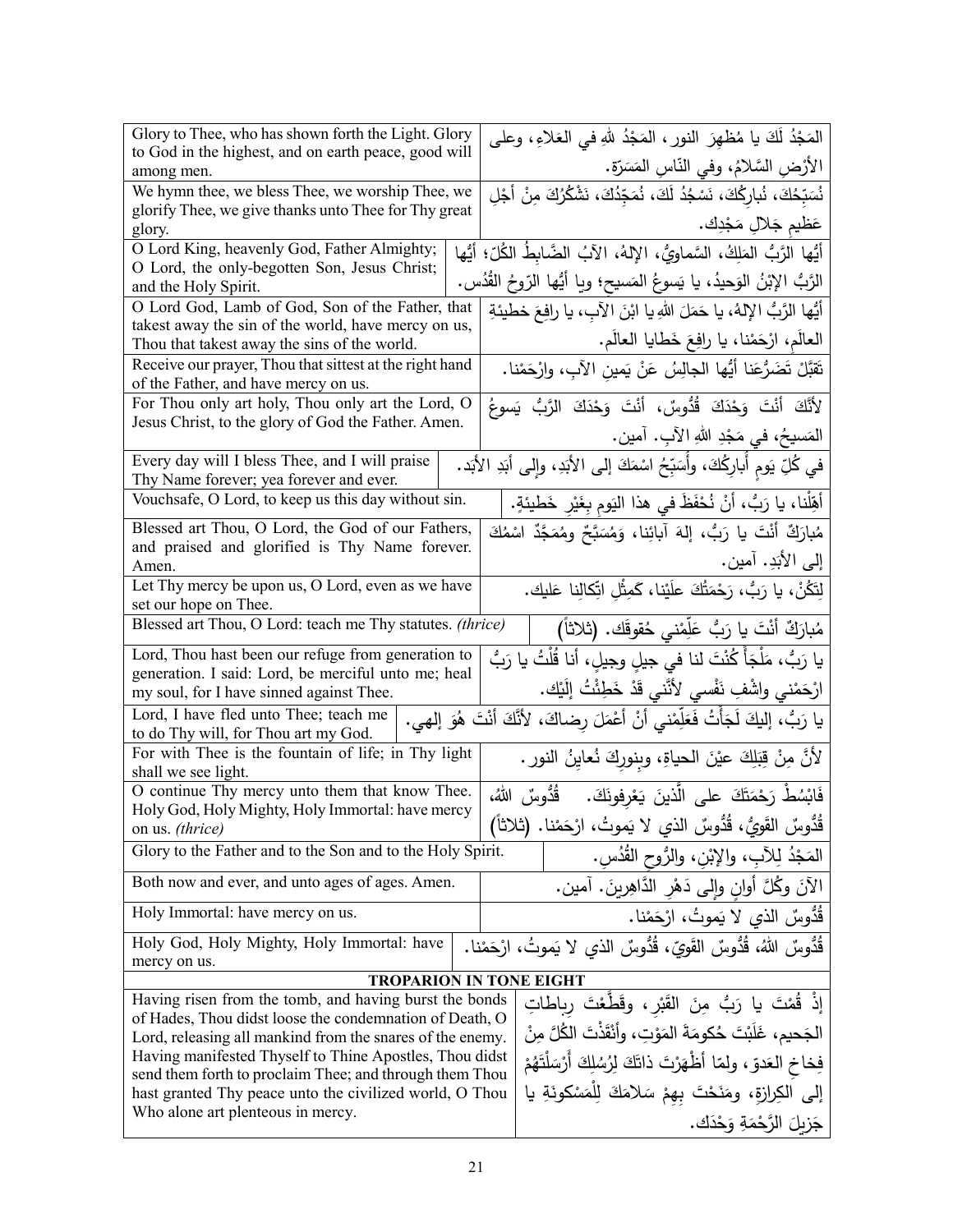| | |
|---|---|
| Glory to Thee, who has shown forth the Light. Glory to God in the highest, and on earth peace, good will among men. | المَجْدُ لَكَ يا مُظهِرَ النور، المَجْدُ للهِ في العَلاءِ، وعلى الأرْضِ السَّلامُ، وفي النّاسِ المَسَرّة. |
| We hymn thee, we bless Thee, we worship Thee, we glorify Thee, we give thanks unto Thee for Thy great glory. | نُسَبِّحُكَ، نُبارِكُكَ، نَسْجُدُ لَكَ، نُمَجِّدُكَ، نَشْكُرُكَ مِنْ أجْلِ عَظيمِ جَلالِ مَجْدِك. |
| O Lord King, heavenly God, Father Almighty; O Lord, the only-begotten Son, Jesus Christ; and the Holy Spirit. | أيُّها الرَّبُّ المَلِكُ، السَّماوِيُّ، الإلهُ، الآبُ الضَّابِطُ الكُلّ؛ أيُّها الرَّبُّ الإبْنُ الوَحيدُ، يا يَسوعُ المَسيح؛ ويا أيُّها الرّوحُ القُدُس. |
| O Lord God, Lamb of God, Son of the Father, that takest away the sin of the world, have mercy on us, Thou that takest away the sins of the world. | أيُّها الرَّبُّ الإلهُ، يا حَمَلَ اللهِ يا ابْنَ الآبِ، يا رافِعَ خطيئةِ العالَمِ، ارْحَمْنا، يا رافِعَ خَطايا العالَم. |
| Receive our prayer, Thou that sittest at the right hand of the Father, and have mercy on us. | تَقَبَّلْ تَضَرُّعَنا أيُّها الجالِسُ عَنْ يَمينِ الآبِ، وارْحَمْنا. |
| For Thou only art holy, Thou only art the Lord, O Jesus Christ, to the glory of God the Father. Amen. | لأنَّكَ أنْتَ وَحْدَكَ قُدُّوسٌ، أنْتَ وَحْدَكَ الرَّبُّ يَسوعُ المَسيحُ، في مَجْدِ اللهِ الآبِ. آمين. |
| Every day will I bless Thee, and I will praise Thy Name forever; yea forever and ever. | في كُلِّ يَومٍ أُبارِكُكَ، وأُسَبِّحُ اسْمَكَ إلى الأبَدِ، وإلى أبَدِ الأبَد. |
| Vouchsafe, O Lord, to keep us this day without sin. | أَهِّلْنا، يا رَبُّ، أنْ نُحْفَظَ في هذا اليَومِ بِغَيْرِ خَطيئةٍ. |
| Blessed art Thou, O Lord, the God of our Fathers, and praised and glorified is Thy Name forever. Amen. | مُبارَكٌ أنْتَ يا رَبُّ، إلهَ آبائِنا، وَمُسَبَّحٌ ومُمَجَّدٌ اسْمُكَ إلى الأبَدِ. آمين. |
| Let Thy mercy be upon us, O Lord, even as we have set our hope on Thee. | لِتَكُنْ، يا رَبُّ، رَحْمَتُكَ علَيْنا، كَمِثْلِ اتِّكالِنا عَليك. |
| Blessed art Thou, O Lord: teach me Thy statutes. *(thrice)* | مُبارَكٌ أنْتَ يا رَبُّ عَلِّمْني حُقوقَك. (ثلاثاً) |
| Lord, Thou hast been our refuge from generation to generation. I said: Lord, be merciful unto me; heal my soul, for I have sinned against Thee. | يا رَبُّ، مَلْجَأً كُنْتَ لنا في جيلٍ وجيلٍ، أنا قُلْتُ يا رَبُّ ارْحَمْني واشْفِ نَفْسي لأنَّني قَدْ خَطِئْتُ إلَيْك. |
| Lord, I have fled unto Thee; teach me to do Thy will, for Thou art my God. | يا رَبُّ، إليكَ لَجَأْتُ فَعَلِّمْني أنْ أعْمَلَ رِضاكَ، لأنَّكَ أنْتَ هُوَ إلهي. |
| For with Thee is the fountain of life; in Thy light shall we see light. | لأنَّ مِنْ قِبَلِكَ عيْنَ الحياةِ، وبنورِكَ نُعايِنُ النور. |
| O continue Thy mercy unto them that know Thee. Holy God, Holy Mighty, Holy Immortal: have mercy on us. *(thrice)* | فَابْسُطْ رَحْمَتَكَ على الَّذينَ يَعْرِفونَكَ. قُدُّوسٌ اللهُ، قُدُّوسٌ القَوِيُّ، قُدُّوسٌ الذي لا يَموتُ، ارْحَمْنا. (ثلاثاً) |
| Glory to the Father and to the Son and to the Holy Spirit. | المَجْدُ لِلآبِ، والإبْنِ، والرُّوحِ القُدُسِ. |
| Both now and ever, and unto ages of ages. Amen. | الآنَ وكُلَّ أوانٍ وإلى دَهْرِ الدَّاهِرينَ. آمين. |
| Holy Immortal: have mercy on us. | قُدُّوسٌ الذي لا يَموتُ، ارْحَمْنا. |
| Holy God, Holy Mighty, Holy Immortal: have mercy on us. | قُدُّوسٌ اللهُ، قُدُّوسٌ القَوِيّ، قُدُّوسٌ الذي لا يَموتُ، ارْحَمْنا. |
| **TROPARION IN TONE EIGHT** | |
| Having risen from the tomb, and having burst the bonds of Hades, Thou didst loose the condemnation of Death, O Lord, releasing all mankind from the snares of the enemy. Having manifested Thyself to Thine Apostles, Thou didst send them forth to proclaim Thee; and through them Thou hast granted Thy peace unto the civilized world, O Thou Who alone art plenteous in mercy. | إذْ قُمْتَ يا رَبُّ مِنَ القَبْرِ، وقَطَّعْتَ رِباطاتِ الجَحيمِ، غَلَبْتَ حُكومَةَ المَوْتِ، وأنْقَذْتَ الكُلَّ مِنْ فِخاخِ العَدوّ، ولمّا أظْهَرْتَ ذاتَكَ لِرُسُلِكَ أَرْسَلْتَهُمْ إلى الكِرازةِ، ومَنَحْتَ بِهِمْ سَلامَكَ لِلْمَسْكونَةِ يا جَزيلَ الرَّحْمَةِ وَحْدَك. |